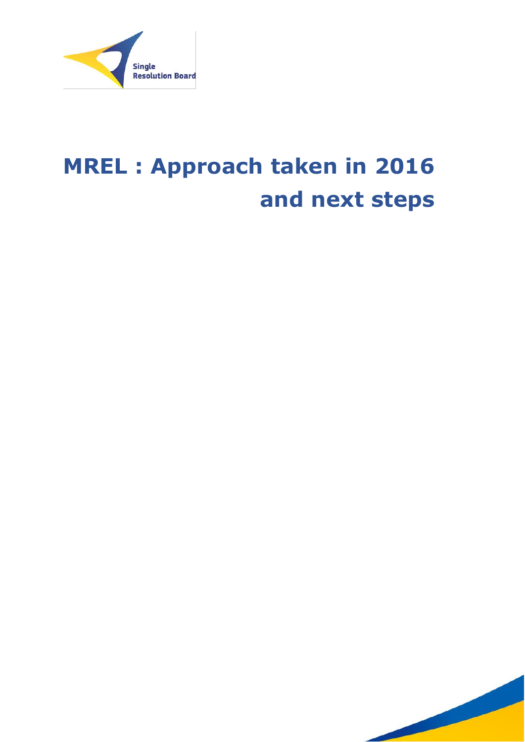Single Resolution Board

# MREL : Approach taken in 2016 and next steps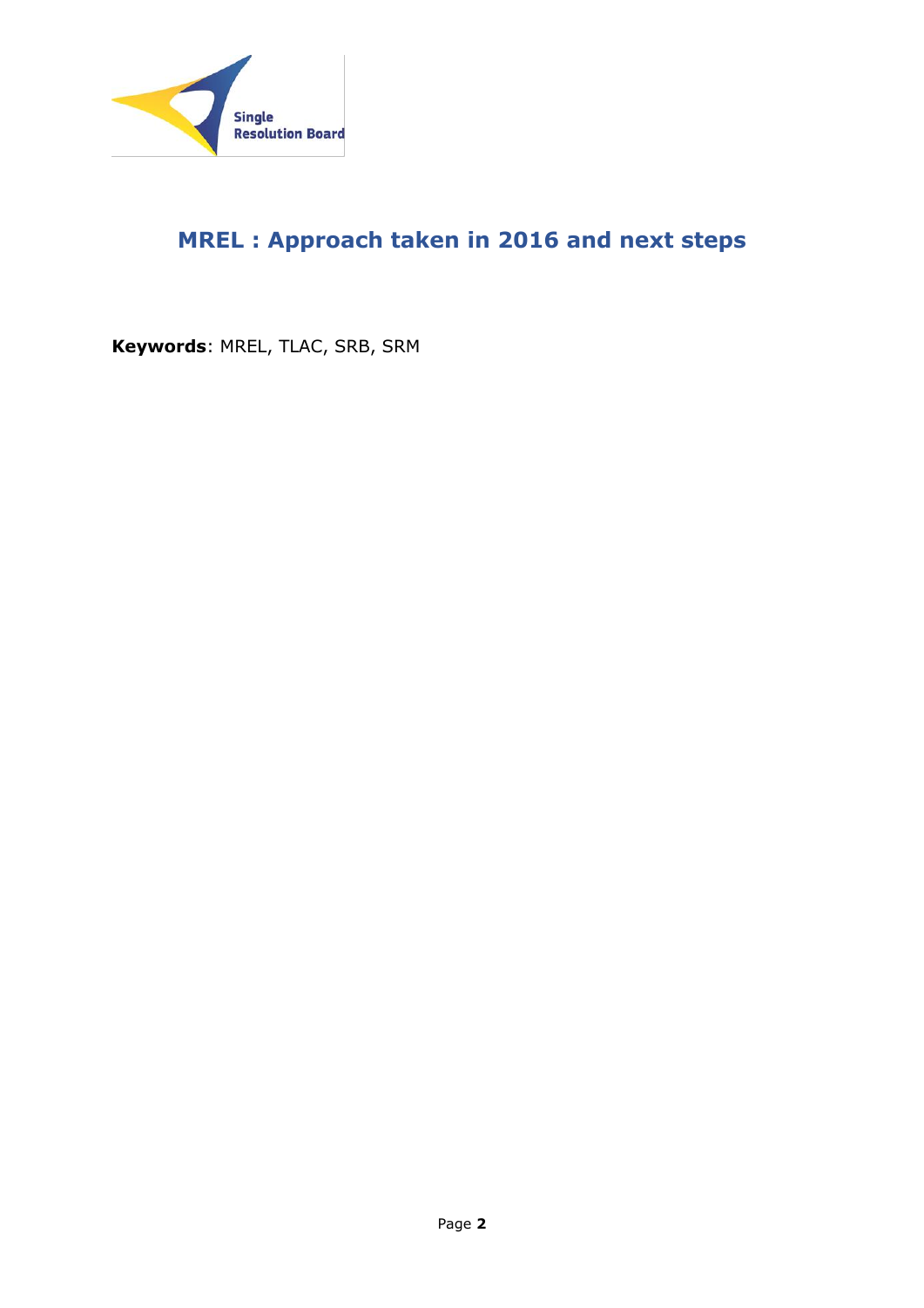# MREL : Approach taken in 2016 and next steps

**Keywords**: MREL, TLAC, SRB, SRM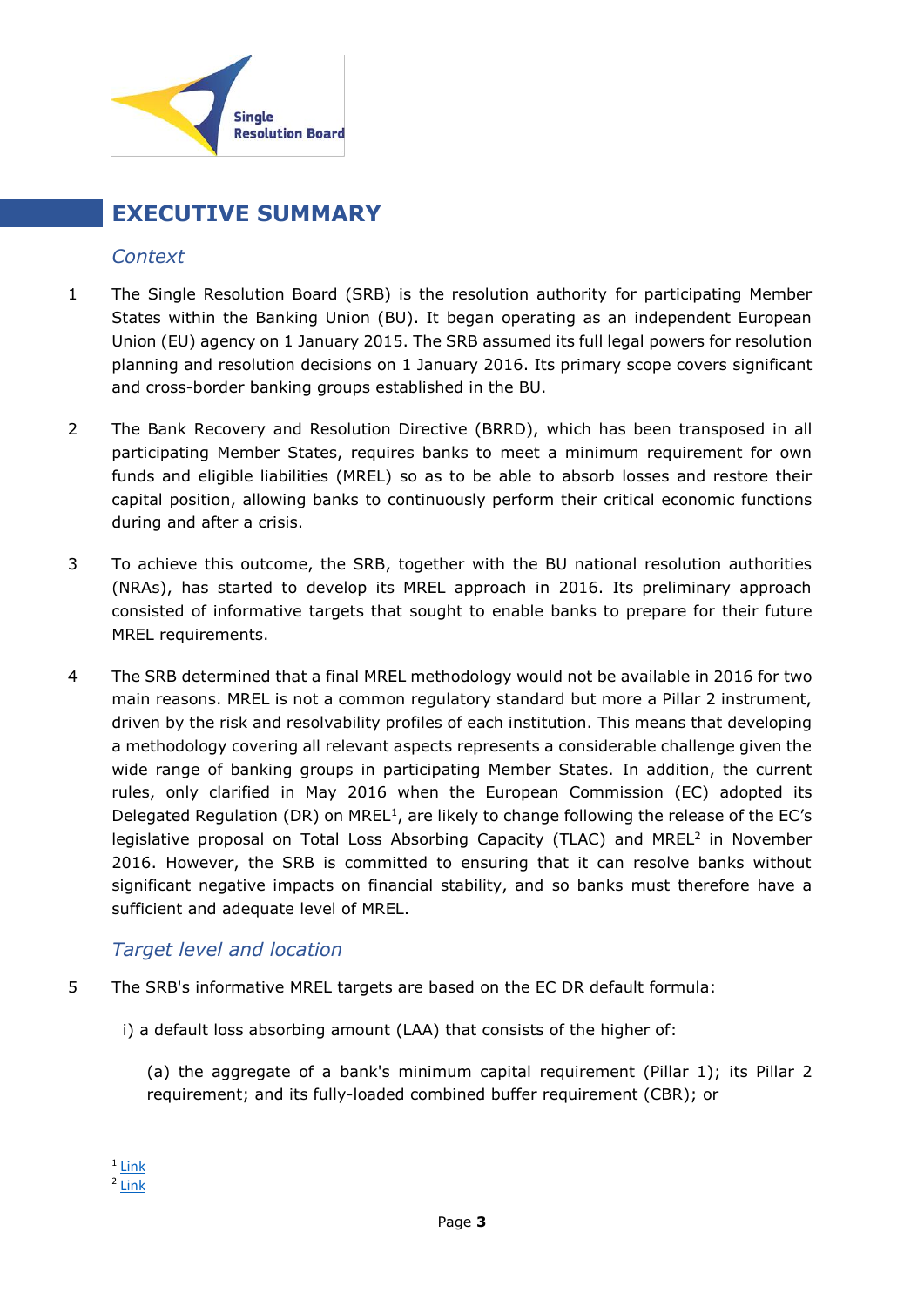# EXECUTIVE SUMMARY

## *Context*

1 The Single Resolution Board (SRB) is the resolution authority for participating Member States within the Banking Union (BU). It began operating as an independent European Union (EU) agency on 1 January 2015. The SRB assumed its full legal powers for resolution planning and resolution decisions on 1 January 2016. Its primary scope covers significant and cross-border banking groups established in the BU.

2 The Bank Recovery and Resolution Directive (BRRD), which has been transposed in all participating Member States, requires banks to meet a minimum requirement for own funds and eligible liabilities (MREL) so as to be able to absorb losses and restore their capital position, allowing banks to continuously perform their critical economic functions during and after a crisis.

3 To achieve this outcome, the SRB, together with the BU national resolution authorities (NRAs), has started to develop its MREL approach in 2016. Its preliminary approach consisted of informative targets that sought to enable banks to prepare for their future MREL requirements.

4 The SRB determined that a final MREL methodology would not be available in 2016 for two main reasons. MREL is not a common regulatory standard but more a Pillar 2 instrument, driven by the risk and resolvability profiles of each institution. This means that developing a methodology covering all relevant aspects represents a considerable challenge given the wide range of banking groups in participating Member States. In addition, the current rules, only clarified in May 2016 when the European Commission (EC) adopted its Delegated Regulation (DR) on MREL[1], are likely to change following the release of the EC's legislative proposal on Total Loss Absorbing Capacity (TLAC) and MREL[2] in November 2016. However, the SRB is committed to ensuring that it can resolve banks without significant negative impacts on financial stability, and so banks must therefore have a sufficient and adequate level of MREL.

## *Target level and location*

5 The SRB's informative MREL targets are based on the EC DR default formula:

i) a default loss absorbing amount (LAA) that consists of the higher of:

(a) the aggregate of a bank's minimum capital requirement (Pillar 1); its Pillar 2 requirement; and its fully-loaded combined buffer requirement (CBR); or

---

[1] Link

[2] Link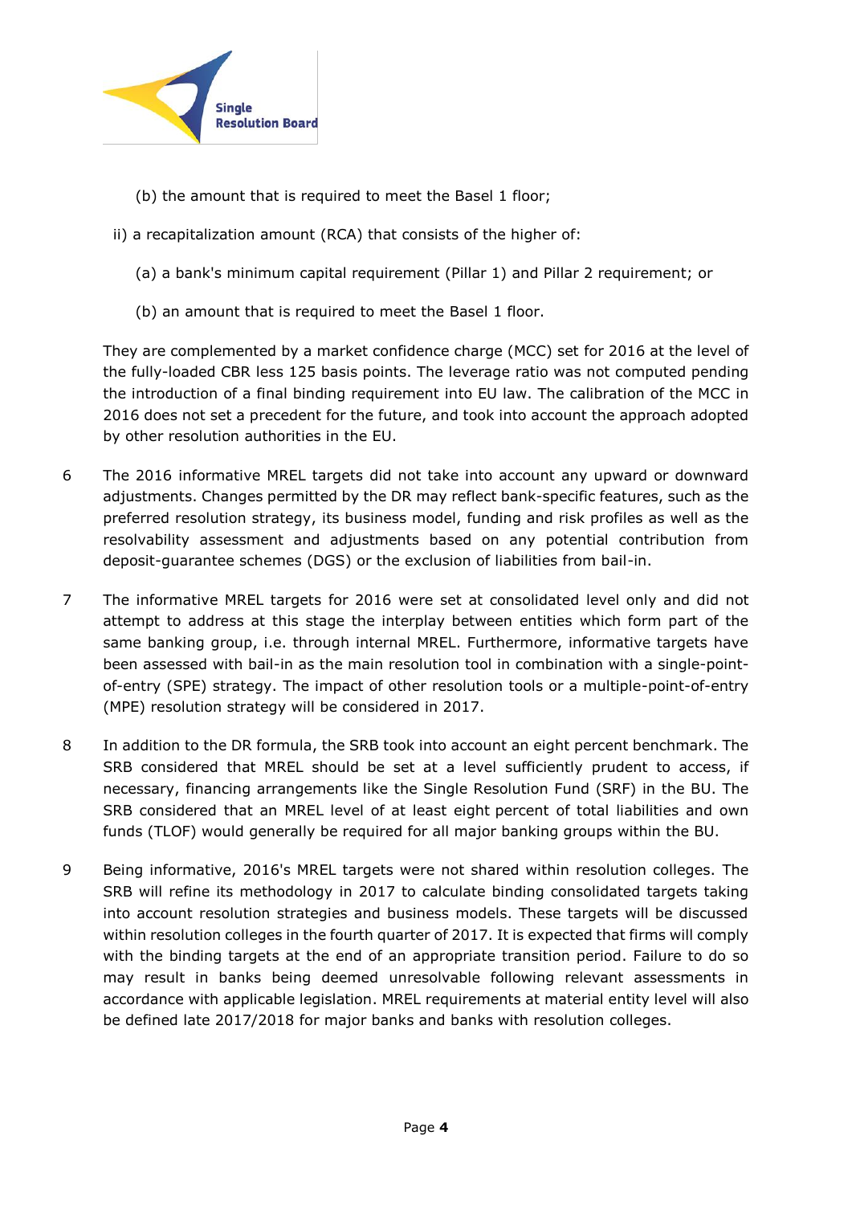(b) the amount that is required to meet the Basel 1 floor;

ii) a recapitalization amount (RCA) that consists of the higher of:

(a) a bank's minimum capital requirement (Pillar 1) and Pillar 2 requirement; or

(b) an amount that is required to meet the Basel 1 floor.

They are complemented by a market confidence charge (MCC) set for 2016 at the level of the fully-loaded CBR less 125 basis points. The leverage ratio was not computed pending the introduction of a final binding requirement into EU law. The calibration of the MCC in 2016 does not set a precedent for the future, and took into account the approach adopted by other resolution authorities in the EU.

6 The 2016 informative MREL targets did not take into account any upward or downward adjustments. Changes permitted by the DR may reflect bank-specific features, such as the preferred resolution strategy, its business model, funding and risk profiles as well as the resolvability assessment and adjustments based on any potential contribution from deposit-guarantee schemes (DGS) or the exclusion of liabilities from bail-in.

7 The informative MREL targets for 2016 were set at consolidated level only and did not attempt to address at this stage the interplay between entities which form part of the same banking group, i.e. through internal MREL. Furthermore, informative targets have been assessed with bail-in as the main resolution tool in combination with a single-point-of-entry (SPE) strategy. The impact of other resolution tools or a multiple-point-of-entry (MPE) resolution strategy will be considered in 2017.

8 In addition to the DR formula, the SRB took into account an eight percent benchmark. The SRB considered that MREL should be set at a level sufficiently prudent to access, if necessary, financing arrangements like the Single Resolution Fund (SRF) in the BU. The SRB considered that an MREL level of at least eight percent of total liabilities and own funds (TLOF) would generally be required for all major banking groups within the BU.

9 Being informative, 2016's MREL targets were not shared within resolution colleges. The SRB will refine its methodology in 2017 to calculate binding consolidated targets taking into account resolution strategies and business models. These targets will be discussed within resolution colleges in the fourth quarter of 2017. It is expected that firms will comply with the binding targets at the end of an appropriate transition period. Failure to do so may result in banks being deemed unresolvable following relevant assessments in accordance with applicable legislation. MREL requirements at material entity level will also be defined late 2017/2018 for major banks and banks with resolution colleges.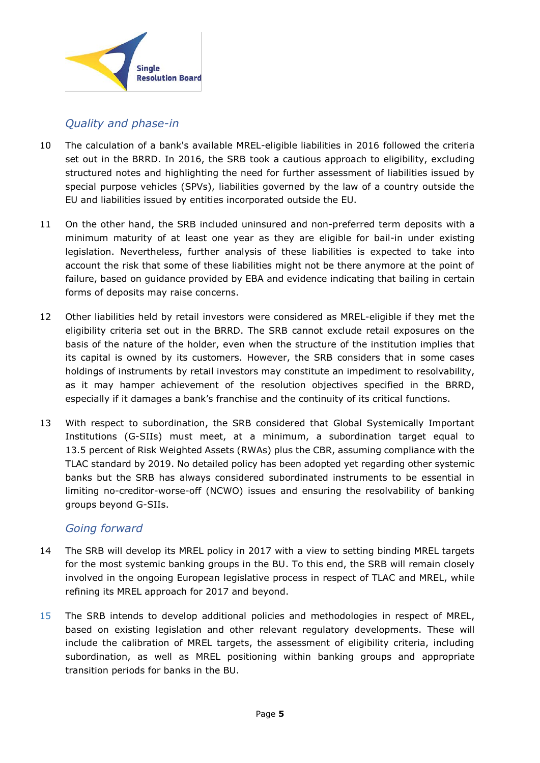## *Quality and phase-in*

10 The calculation of a bank's available MREL-eligible liabilities in 2016 followed the criteria set out in the BRRD. In 2016, the SRB took a cautious approach to eligibility, excluding structured notes and highlighting the need for further assessment of liabilities issued by special purpose vehicles (SPVs), liabilities governed by the law of a country outside the EU and liabilities issued by entities incorporated outside the EU.

11 On the other hand, the SRB included uninsured and non-preferred term deposits with a minimum maturity of at least one year as they are eligible for bail-in under existing legislation. Nevertheless, further analysis of these liabilities is expected to take into account the risk that some of these liabilities might not be there anymore at the point of failure, based on guidance provided by EBA and evidence indicating that bailing in certain forms of deposits may raise concerns.

12 Other liabilities held by retail investors were considered as MREL-eligible if they met the eligibility criteria set out in the BRRD. The SRB cannot exclude retail exposures on the basis of the nature of the holder, even when the structure of the institution implies that its capital is owned by its customers. However, the SRB considers that in some cases holdings of instruments by retail investors may constitute an impediment to resolvability, as it may hamper achievement of the resolution objectives specified in the BRRD, especially if it damages a bank's franchise and the continuity of its critical functions.

13 With respect to subordination, the SRB considered that Global Systemically Important Institutions (G-SIIs) must meet, at a minimum, a subordination target equal to 13.5 percent of Risk Weighted Assets (RWAs) plus the CBR, assuming compliance with the TLAC standard by 2019. No detailed policy has been adopted yet regarding other systemic banks but the SRB has always considered subordinated instruments to be essential in limiting no-creditor-worse-off (NCWO) issues and ensuring the resolvability of banking groups beyond G-SIIs.

## *Going forward*

14 The SRB will develop its MREL policy in 2017 with a view to setting binding MREL targets for the most systemic banking groups in the BU. To this end, the SRB will remain closely involved in the ongoing European legislative process in respect of TLAC and MREL, while refining its MREL approach for 2017 and beyond.

15 The SRB intends to develop additional policies and methodologies in respect of MREL, based on existing legislation and other relevant regulatory developments. These will include the calibration of MREL targets, the assessment of eligibility criteria, including subordination, as well as MREL positioning within banking groups and appropriate transition periods for banks in the BU.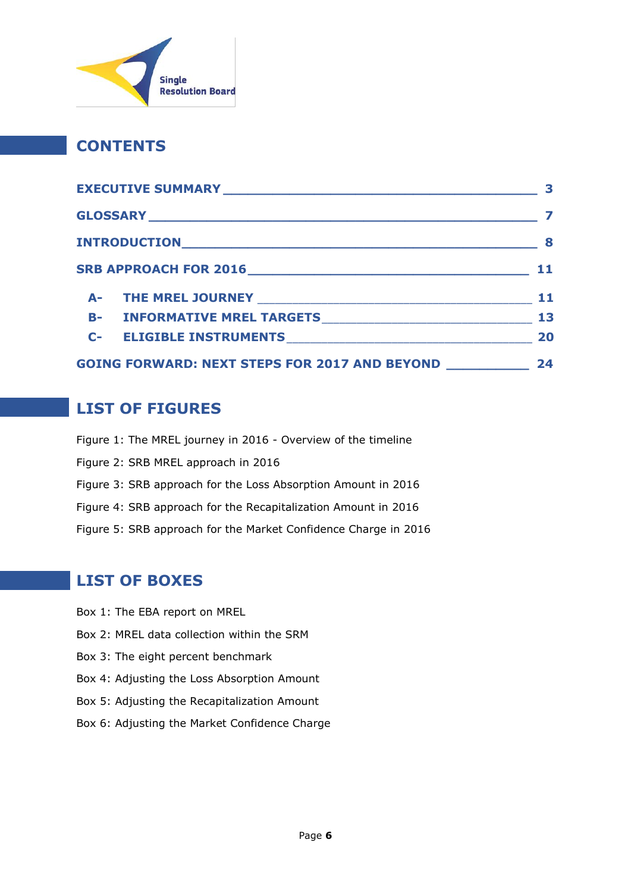## CONTENTS

| | |
|---|---|
| EXECUTIVE SUMMARY | 3 |
| GLOSSARY | 7 |
| INTRODUCTION | 8 |
| SRB APPROACH FOR 2016 | 11 |
| A- THE MREL JOURNEY | 11 |
| B- INFORMATIVE MREL TARGETS | 13 |
| C- ELIGIBLE INSTRUMENTS | 20 |
| GOING FORWARD: NEXT STEPS FOR 2017 AND BEYOND | 24 |

## LIST OF FIGURES

Figure 1: The MREL journey in 2016 - Overview of the timeline

Figure 2: SRB MREL approach in 2016

Figure 3: SRB approach for the Loss Absorption Amount in 2016

Figure 4: SRB approach for the Recapitalization Amount in 2016

Figure 5: SRB approach for the Market Confidence Charge in 2016

## LIST OF BOXES

Box 1: The EBA report on MREL

Box 2: MREL data collection within the SRM

Box 3: The eight percent benchmark

Box 4: Adjusting the Loss Absorption Amount

Box 5: Adjusting the Recapitalization Amount

Box 6: Adjusting the Market Confidence Charge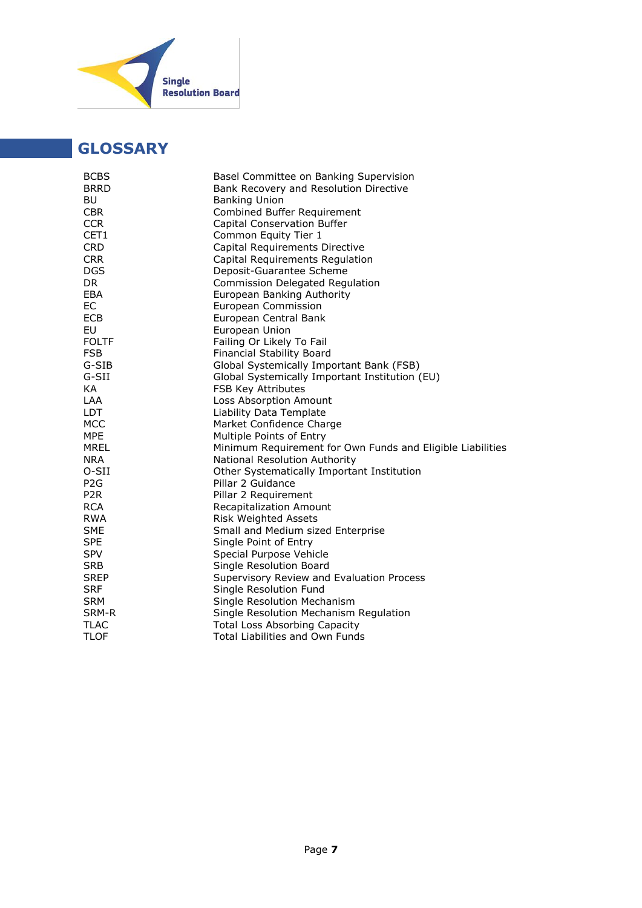## GLOSSARY

| | |
|---|---|
| BCBS | Basel Committee on Banking Supervision |
| BRRD | Bank Recovery and Resolution Directive |
| BU | Banking Union |
| CBR | Combined Buffer Requirement |
| CCR | Capital Conservation Buffer |
| CET1 | Common Equity Tier 1 |
| CRD | Capital Requirements Directive |
| CRR | Capital Requirements Regulation |
| DGS | Deposit-Guarantee Scheme |
| DR | Commission Delegated Regulation |
| EBA | European Banking Authority |
| EC | European Commission |
| ECB | European Central Bank |
| EU | European Union |
| FOLTF | Failing Or Likely To Fail |
| FSB | Financial Stability Board |
| G-SIB | Global Systemically Important Bank (FSB) |
| G-SII | Global Systemically Important Institution (EU) |
| KA | FSB Key Attributes |
| LAA | Loss Absorption Amount |
| LDT | Liability Data Template |
| MCC | Market Confidence Charge |
| MPE | Multiple Points of Entry |
| MREL | Minimum Requirement for Own Funds and Eligible Liabilities |
| NRA | National Resolution Authority |
| O-SII | Other Systematically Important Institution |
| P2G | Pillar 2 Guidance |
| P2R | Pillar 2 Requirement |
| RCA | Recapitalization Amount |
| RWA | Risk Weighted Assets |
| SME | Small and Medium sized Enterprise |
| SPE | Single Point of Entry |
| SPV | Special Purpose Vehicle |
| SRB | Single Resolution Board |
| SREP | Supervisory Review and Evaluation Process |
| SRF | Single Resolution Fund |
| SRM | Single Resolution Mechanism |
| SRM-R | Single Resolution Mechanism Regulation |
| TLAC | Total Loss Absorbing Capacity |
| TLOF | Total Liabilities and Own Funds |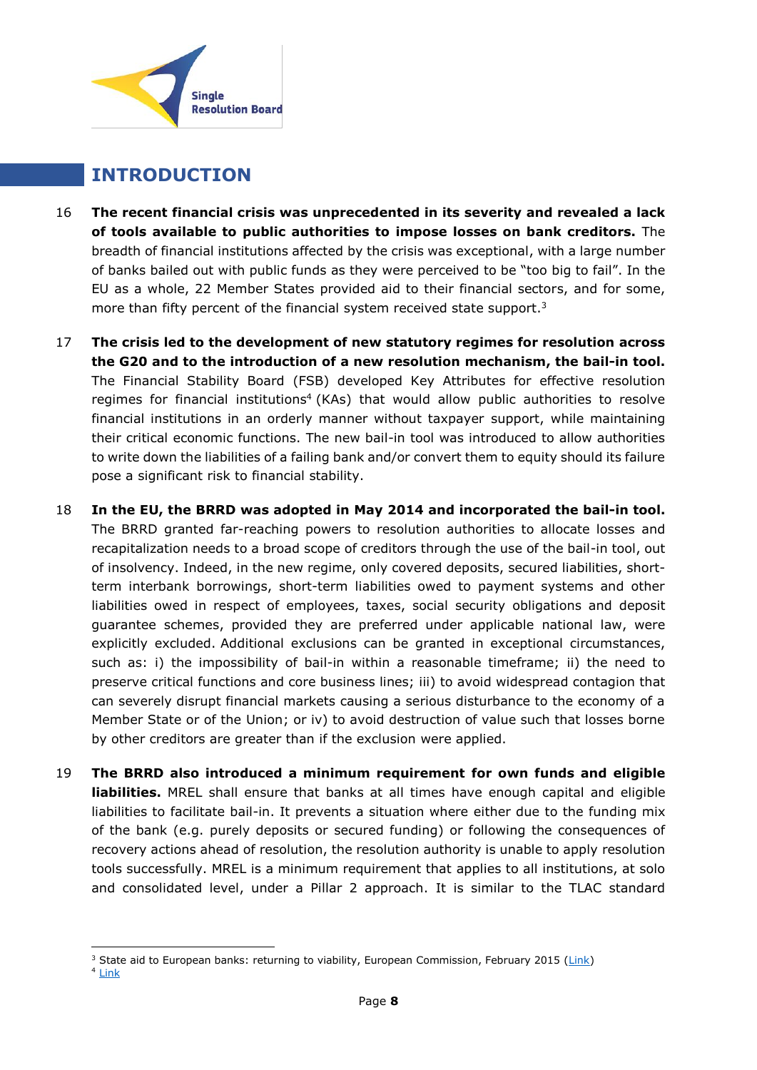# INTRODUCTION

16 **The recent financial crisis was unprecedented in its severity and revealed a lack of tools available to public authorities to impose losses on bank creditors.** The breadth of financial institutions affected by the crisis was exceptional, with a large number of banks bailed out with public funds as they were perceived to be "too big to fail". In the EU as a whole, 22 Member States provided aid to their financial sectors, and for some, more than fifty percent of the financial system received state support.[3]

17 **The crisis led to the development of new statutory regimes for resolution across the G20 and to the introduction of a new resolution mechanism, the bail-in tool.** The Financial Stability Board (FSB) developed Key Attributes for effective resolution regimes for financial institutions[4] (KAs) that would allow public authorities to resolve financial institutions in an orderly manner without taxpayer support, while maintaining their critical economic functions. The new bail-in tool was introduced to allow authorities to write down the liabilities of a failing bank and/or convert them to equity should its failure pose a significant risk to financial stability.

18 **In the EU, the BRRD was adopted in May 2014 and incorporated the bail-in tool.** The BRRD granted far-reaching powers to resolution authorities to allocate losses and recapitalization needs to a broad scope of creditors through the use of the bail-in tool, out of insolvency. Indeed, in the new regime, only covered deposits, secured liabilities, short-term interbank borrowings, short-term liabilities owed to payment systems and other liabilities owed in respect of employees, taxes, social security obligations and deposit guarantee schemes, provided they are preferred under applicable national law, were explicitly excluded. Additional exclusions can be granted in exceptional circumstances, such as: i) the impossibility of bail-in within a reasonable timeframe; ii) the need to preserve critical functions and core business lines; iii) to avoid widespread contagion that can severely disrupt financial markets causing a serious disturbance to the economy of a Member State or of the Union; or iv) to avoid destruction of value such that losses borne by other creditors are greater than if the exclusion were applied.

19 **The BRRD also introduced a minimum requirement for own funds and eligible liabilities.** MREL shall ensure that banks at all times have enough capital and eligible liabilities to facilitate bail-in. It prevents a situation where either due to the funding mix of the bank (e.g. purely deposits or secured funding) or following the consequences of recovery actions ahead of resolution, the resolution authority is unable to apply resolution tools successfully. MREL is a minimum requirement that applies to all institutions, at solo and consolidated level, under a Pillar 2 approach. It is similar to the TLAC standard

---

[3] State aid to European banks: returning to viability, European Commission, February 2015 (Link)

[4] Link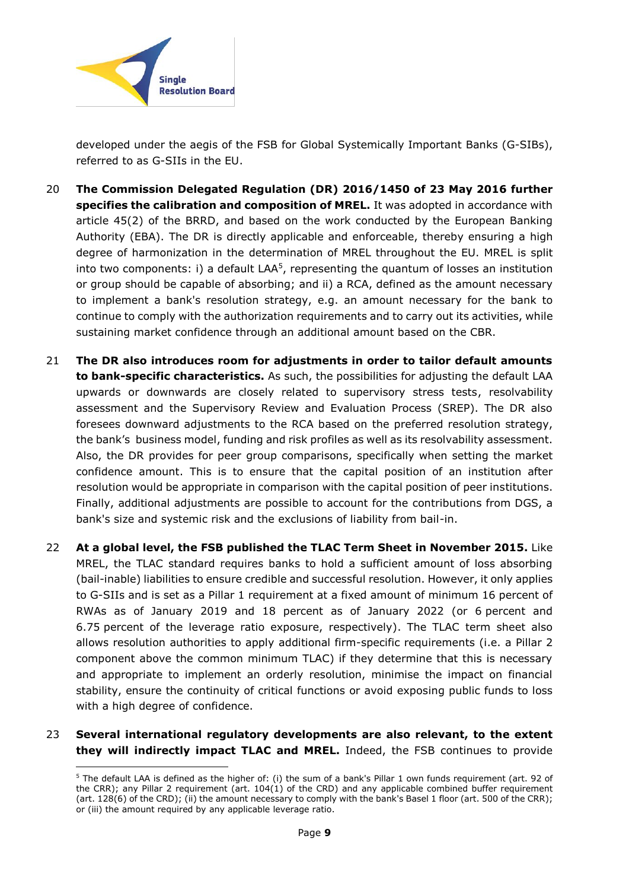developed under the aegis of the FSB for Global Systemically Important Banks (G-SIBs), referred to as G-SIIs in the EU.

20 **The Commission Delegated Regulation (DR) 2016/1450 of 23 May 2016 further specifies the calibration and composition of MREL.** It was adopted in accordance with article 45(2) of the BRRD, and based on the work conducted by the European Banking Authority (EBA). The DR is directly applicable and enforceable, thereby ensuring a high degree of harmonization in the determination of MREL throughout the EU. MREL is split into two components: i) a default LAA[5], representing the quantum of losses an institution or group should be capable of absorbing; and ii) a RCA, defined as the amount necessary to implement a bank's resolution strategy, e.g. an amount necessary for the bank to continue to comply with the authorization requirements and to carry out its activities, while sustaining market confidence through an additional amount based on the CBR.

21 **The DR also introduces room for adjustments in order to tailor default amounts to bank-specific characteristics.** As such, the possibilities for adjusting the default LAA upwards or downwards are closely related to supervisory stress tests, resolvability assessment and the Supervisory Review and Evaluation Process (SREP). The DR also foresees downward adjustments to the RCA based on the preferred resolution strategy, the bank's business model, funding and risk profiles as well as its resolvability assessment. Also, the DR provides for peer group comparisons, specifically when setting the market confidence amount. This is to ensure that the capital position of an institution after resolution would be appropriate in comparison with the capital position of peer institutions. Finally, additional adjustments are possible to account for the contributions from DGS, a bank's size and systemic risk and the exclusions of liability from bail-in.

22 **At a global level, the FSB published the TLAC Term Sheet in November 2015.** Like MREL, the TLAC standard requires banks to hold a sufficient amount of loss absorbing (bail-inable) liabilities to ensure credible and successful resolution. However, it only applies to G-SIIs and is set as a Pillar 1 requirement at a fixed amount of minimum 16 percent of RWAs as of January 2019 and 18 percent as of January 2022 (or 6 percent and 6.75 percent of the leverage ratio exposure, respectively). The TLAC term sheet also allows resolution authorities to apply additional firm-specific requirements (i.e. a Pillar 2 component above the common minimum TLAC) if they determine that this is necessary and appropriate to implement an orderly resolution, minimise the impact on financial stability, ensure the continuity of critical functions or avoid exposing public funds to loss with a high degree of confidence.

23 **Several international regulatory developments are also relevant, to the extent they will indirectly impact TLAC and MREL.** Indeed, the FSB continues to provide

---

[5] The default LAA is defined as the higher of: (i) the sum of a bank's Pillar 1 own funds requirement (art. 92 of the CRR); any Pillar 2 requirement (art. 104(1) of the CRD) and any applicable combined buffer requirement (art. 128(6) of the CRD); (ii) the amount necessary to comply with the bank's Basel 1 floor (art. 500 of the CRR); or (iii) the amount required by any applicable leverage ratio.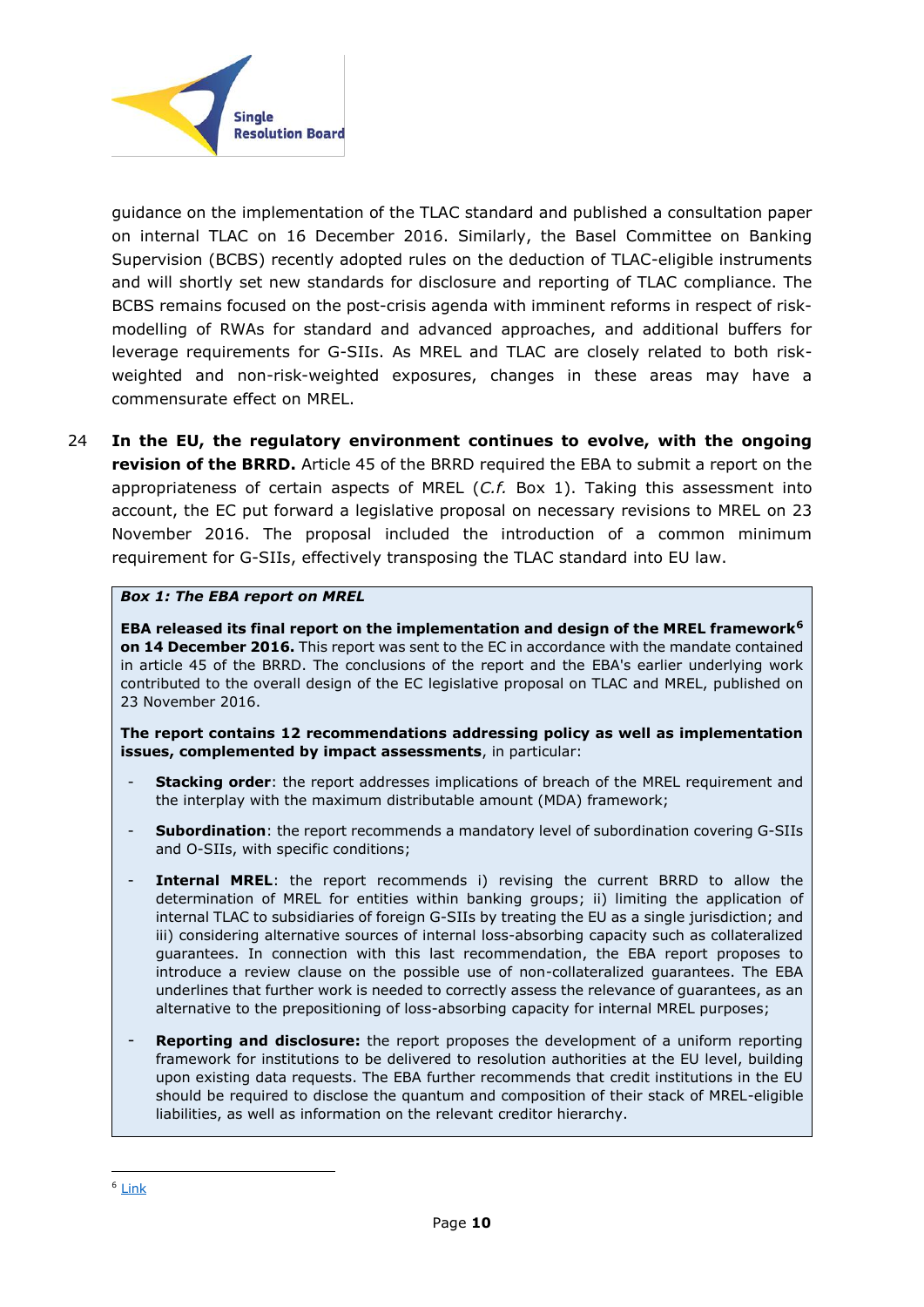guidance on the implementation of the TLAC standard and published a consultation paper on internal TLAC on 16 December 2016. Similarly, the Basel Committee on Banking Supervision (BCBS) recently adopted rules on the deduction of TLAC-eligible instruments and will shortly set new standards for disclosure and reporting of TLAC compliance. The BCBS remains focused on the post-crisis agenda with imminent reforms in respect of risk-modelling of RWAs for standard and advanced approaches, and additional buffers for leverage requirements for G-SIIs. As MREL and TLAC are closely related to both risk-weighted and non-risk-weighted exposures, changes in these areas may have a commensurate effect on MREL.

24 **In the EU, the regulatory environment continues to evolve, with the ongoing revision of the BRRD.** Article 45 of the BRRD required the EBA to submit a report on the appropriateness of certain aspects of MREL (*C.f.* Box 1). Taking this assessment into account, the EC put forward a legislative proposal on necessary revisions to MREL on 23 November 2016. The proposal included the introduction of a common minimum requirement for G-SIIs, effectively transposing the TLAC standard into EU law.

> ***Box 1: The EBA report on MREL***
>
> **EBA released its final report on the implementation and design of the MREL framework[6] on 14 December 2016.** This report was sent to the EC in accordance with the mandate contained in article 45 of the BRRD. The conclusions of the report and the EBA's earlier underlying work contributed to the overall design of the EC legislative proposal on TLAC and MREL, published on 23 November 2016.
>
> **The report contains 12 recommendations addressing policy as well as implementation issues, complemented by impact assessments**, in particular:
>
> - **Stacking order**: the report addresses implications of breach of the MREL requirement and the interplay with the maximum distributable amount (MDA) framework;
> - **Subordination**: the report recommends a mandatory level of subordination covering G-SIIs and O-SIIs, with specific conditions;
> - **Internal MREL**: the report recommends i) revising the current BRRD to allow the determination of MREL for entities within banking groups; ii) limiting the application of internal TLAC to subsidiaries of foreign G-SIIs by treating the EU as a single jurisdiction; and iii) considering alternative sources of internal loss-absorbing capacity such as collateralized guarantees. In connection with this last recommendation, the EBA report proposes to introduce a review clause on the possible use of non-collateralized guarantees. The EBA underlines that further work is needed to correctly assess the relevance of guarantees, as an alternative to the prepositioning of loss-absorbing capacity for internal MREL purposes;
> - **Reporting and disclosure:** the report proposes the development of a uniform reporting framework for institutions to be delivered to resolution authorities at the EU level, building upon existing data requests. The EBA further recommends that credit institutions in the EU should be required to disclose the quantum and composition of their stack of MREL-eligible liabilities, as well as information on the relevant creditor hierarchy.

[6] Link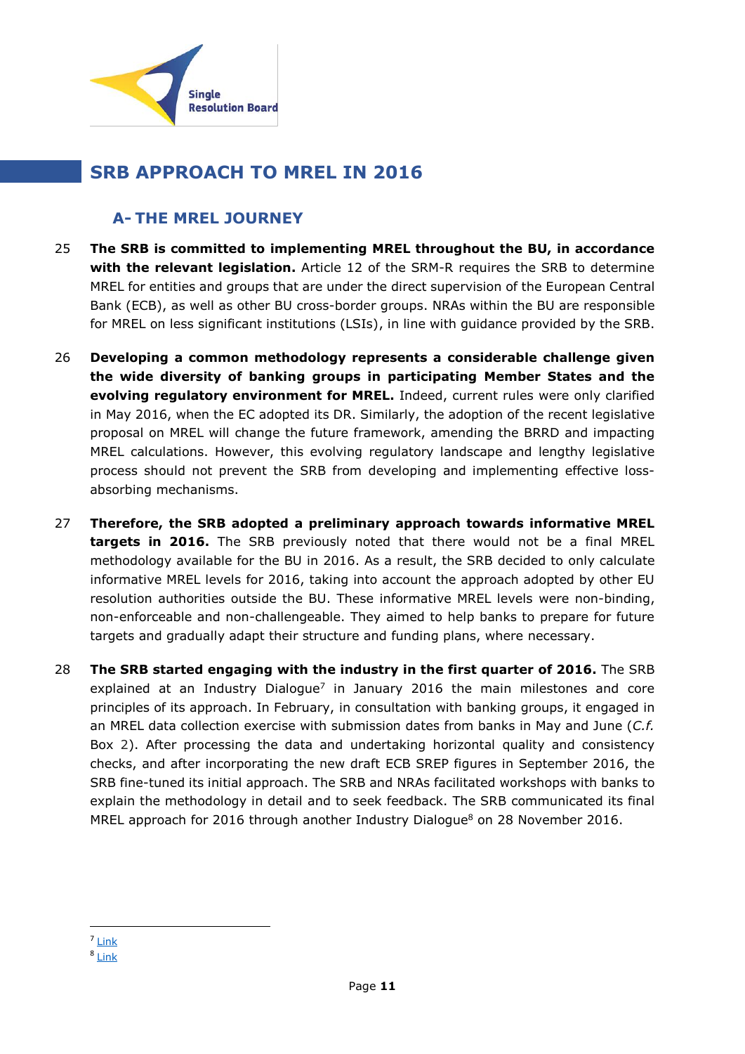# SRB APPROACH TO MREL IN 2016

## A- THE MREL JOURNEY

25 **The SRB is committed to implementing MREL throughout the BU, in accordance with the relevant legislation.** Article 12 of the SRM-R requires the SRB to determine MREL for entities and groups that are under the direct supervision of the European Central Bank (ECB), as well as other BU cross-border groups. NRAs within the BU are responsible for MREL on less significant institutions (LSIs), in line with guidance provided by the SRB.

26 **Developing a common methodology represents a considerable challenge given the wide diversity of banking groups in participating Member States and the evolving regulatory environment for MREL.** Indeed, current rules were only clarified in May 2016, when the EC adopted its DR. Similarly, the adoption of the recent legislative proposal on MREL will change the future framework, amending the BRRD and impacting MREL calculations. However, this evolving regulatory landscape and lengthy legislative process should not prevent the SRB from developing and implementing effective loss-absorbing mechanisms.

27 **Therefore, the SRB adopted a preliminary approach towards informative MREL targets in 2016.** The SRB previously noted that there would not be a final MREL methodology available for the BU in 2016. As a result, the SRB decided to only calculate informative MREL levels for 2016, taking into account the approach adopted by other EU resolution authorities outside the BU. These informative MREL levels were non-binding, non-enforceable and non-challengeable. They aimed to help banks to prepare for future targets and gradually adapt their structure and funding plans, where necessary.

28 **The SRB started engaging with the industry in the first quarter of 2016.** The SRB explained at an Industry Dialogue[7] in January 2016 the main milestones and core principles of its approach. In February, in consultation with banking groups, it engaged in an MREL data collection exercise with submission dates from banks in May and June (*C.f.* Box 2). After processing the data and undertaking horizontal quality and consistency checks, and after incorporating the new draft ECB SREP figures in September 2016, the SRB fine-tuned its initial approach. The SRB and NRAs facilitated workshops with banks to explain the methodology in detail and to seek feedback. The SRB communicated its final MREL approach for 2016 through another Industry Dialogue[8] on 28 November 2016.

---

[7] Link

[8] Link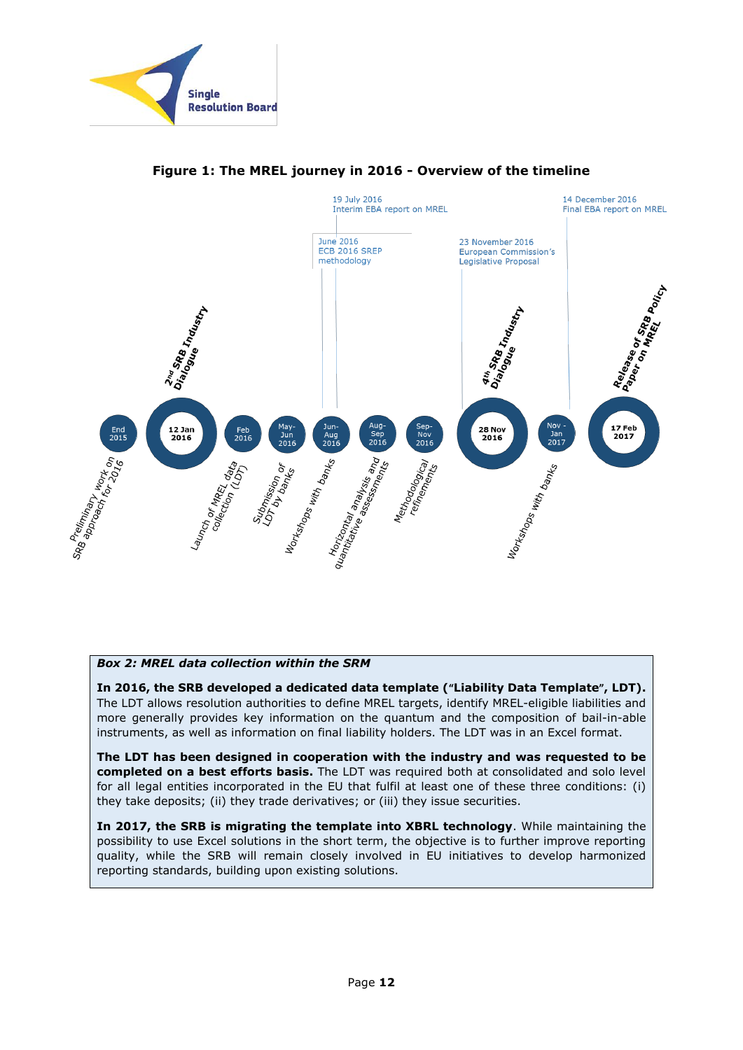**Figure 1: The MREL journey in 2016 - Overview of the timeline**

| Date | Event |
|---|---|
| End 2015 | Preliminary work on SRB approach for 2016 |
| 12 Jan 2016 | 2nd SRB Industry Dialogue |
| Feb 2016 | Launch of MREL data collection (LDT) |
| May-Jun 2016 | Submission of LDT by banks |
| June 2016 | ECB 2016 SREP methodology |
| Jun-Aug 2016 | Workshops with banks |
| 19 July 2016 | Interim EBA report on MREL |
| Aug-Sep 2016 | Horizontal analysis and quantitative assessments |
| Sep-Nov 2016 | Methodological refinements |
| 23 November 2016 | European Commission's Legislative Proposal |
| 28 Nov 2016 | 4th SRB Industry Dialogue |
| Nov - Jan 2017 | Workshops with banks |
| 14 December 2016 | Final EBA report on MREL |
| 17 Feb 2017 | Release of SRB Policy Paper on MREL |

***Box 2: MREL data collection within the SRM***

**In 2016, the SRB developed a dedicated data template ("Liability Data Template", LDT).** The LDT allows resolution authorities to define MREL targets, identify MREL-eligible liabilities and more generally provides key information on the quantum and the composition of bail-in-able instruments, as well as information on final liability holders. The LDT was in an Excel format.

**The LDT has been designed in cooperation with the industry and was requested to be completed on a best efforts basis.** The LDT was required both at consolidated and solo level for all legal entities incorporated in the EU that fulfil at least one of these three conditions: (i) they take deposits; (ii) they trade derivatives; or (iii) they issue securities.

**In 2017, the SRB is migrating the template into XBRL technology**. While maintaining the possibility to use Excel solutions in the short term, the objective is to further improve reporting quality, while the SRB will remain closely involved in EU initiatives to develop harmonized reporting standards, building upon existing solutions.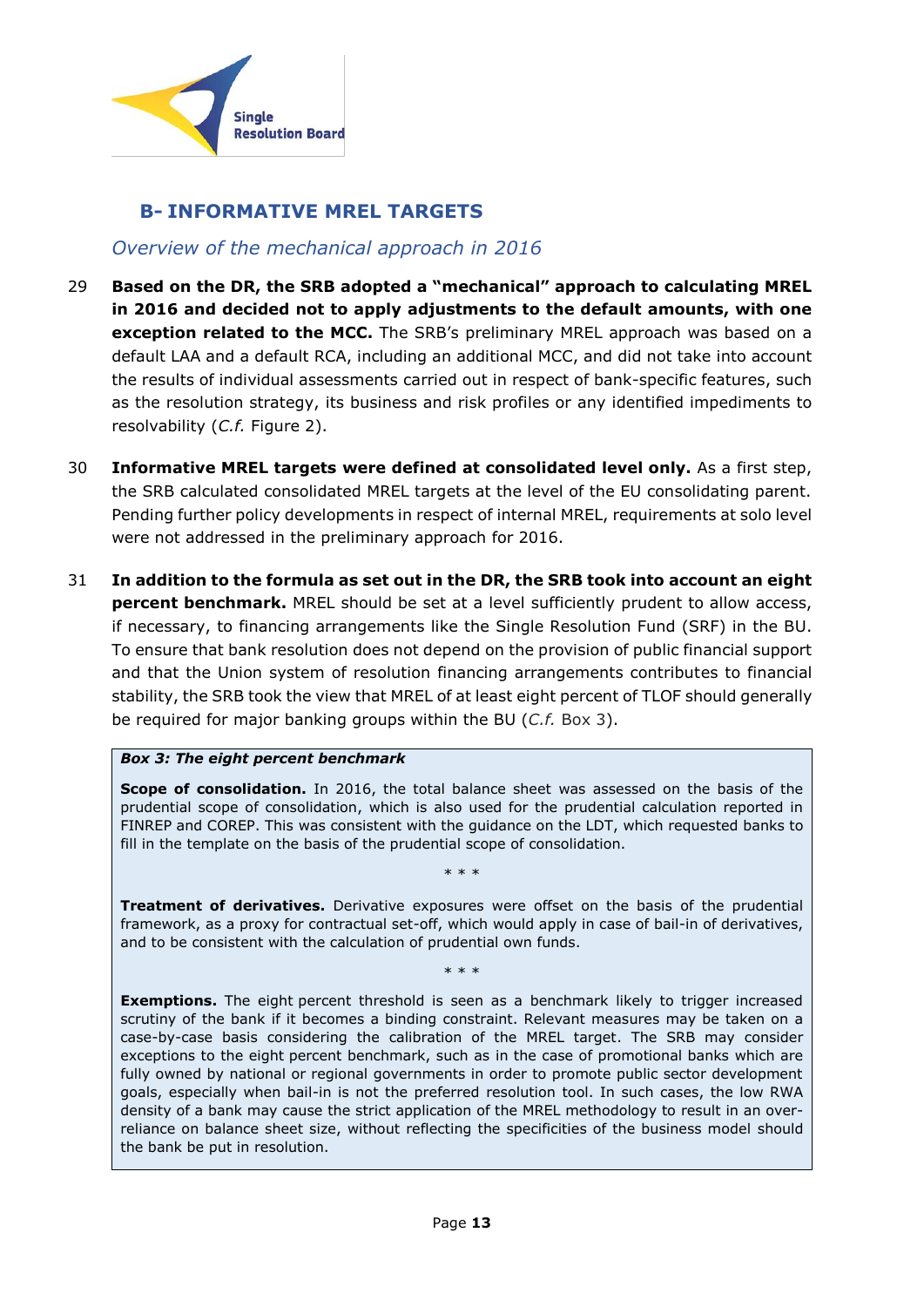## B- INFORMATIVE MREL TARGETS

*Overview of the mechanical approach in 2016*

29 **Based on the DR, the SRB adopted a "mechanical" approach to calculating MREL in 2016 and decided not to apply adjustments to the default amounts, with one exception related to the MCC.** The SRB's preliminary MREL approach was based on a default LAA and a default RCA, including an additional MCC, and did not take into account the results of individual assessments carried out in respect of bank-specific features, such as the resolution strategy, its business and risk profiles or any identified impediments to resolvability (*C.f.* Figure 2).

30 **Informative MREL targets were defined at consolidated level only.** As a first step, the SRB calculated consolidated MREL targets at the level of the EU consolidating parent. Pending further policy developments in respect of internal MREL, requirements at solo level were not addressed in the preliminary approach for 2016.

31 **In addition to the formula as set out in the DR, the SRB took into account an eight percent benchmark.** MREL should be set at a level sufficiently prudent to allow access, if necessary, to financing arrangements like the Single Resolution Fund (SRF) in the BU. To ensure that bank resolution does not depend on the provision of public financial support and that the Union system of resolution financing arrangements contributes to financial stability, the SRB took the view that MREL of at least eight percent of TLOF should generally be required for major banking groups within the BU (*C.f.* Box 3).

> ***Box 3: The eight percent benchmark***
>
> **Scope of consolidation.** In 2016, the total balance sheet was assessed on the basis of the prudential scope of consolidation, which is also used for the prudential calculation reported in FINREP and COREP. This was consistent with the guidance on the LDT, which requested banks to fill in the template on the basis of the prudential scope of consolidation.
>
> \* \* \*
>
> **Treatment of derivatives.** Derivative exposures were offset on the basis of the prudential framework, as a proxy for contractual set-off, which would apply in case of bail-in of derivatives, and to be consistent with the calculation of prudential own funds.
>
> \* \* \*
>
> **Exemptions.** The eight percent threshold is seen as a benchmark likely to trigger increased scrutiny of the bank if it becomes a binding constraint. Relevant measures may be taken on a case-by-case basis considering the calibration of the MREL target. The SRB may consider exceptions to the eight percent benchmark, such as in the case of promotional banks which are fully owned by national or regional governments in order to promote public sector development goals, especially when bail-in is not the preferred resolution tool. In such cases, the low RWA density of a bank may cause the strict application of the MREL methodology to result in an over-reliance on balance sheet size, without reflecting the specificities of the business model should the bank be put in resolution.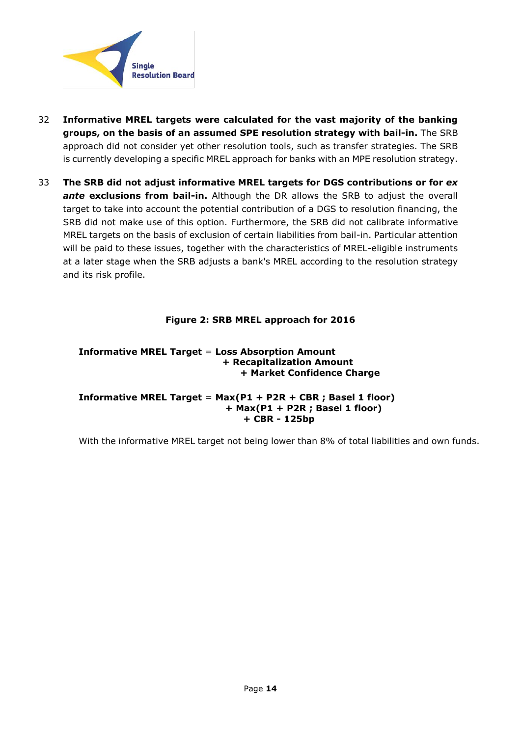32 **Informative MREL targets were calculated for the vast majority of the banking groups, on the basis of an assumed SPE resolution strategy with bail-in.** The SRB approach did not consider yet other resolution tools, such as transfer strategies. The SRB is currently developing a specific MREL approach for banks with an MPE resolution strategy.

33 **The SRB did not adjust informative MREL targets for DGS contributions or for *ex ante* exclusions from bail-in.** Although the DR allows the SRB to adjust the overall target to take into account the potential contribution of a DGS to resolution financing, the SRB did not make use of this option. Furthermore, the SRB did not calibrate informative MREL targets on the basis of exclusion of certain liabilities from bail-in. Particular attention will be paid to these issues, together with the characteristics of MREL-eligible instruments at a later stage when the SRB adjusts a bank's MREL according to the resolution strategy and its risk profile.

**Figure 2: SRB MREL approach for 2016**

**Informative MREL Target** = **Loss Absorption Amount**
**+ Recapitalization Amount**
**+ Market Confidence Charge**

**Informative MREL Target** = **Max(P1 + P2R + CBR ; Basel 1 floor)**
**+ Max(P1 + P2R ; Basel 1 floor)**
**+ CBR - 125bp**

With the informative MREL target not being lower than 8% of total liabilities and own funds.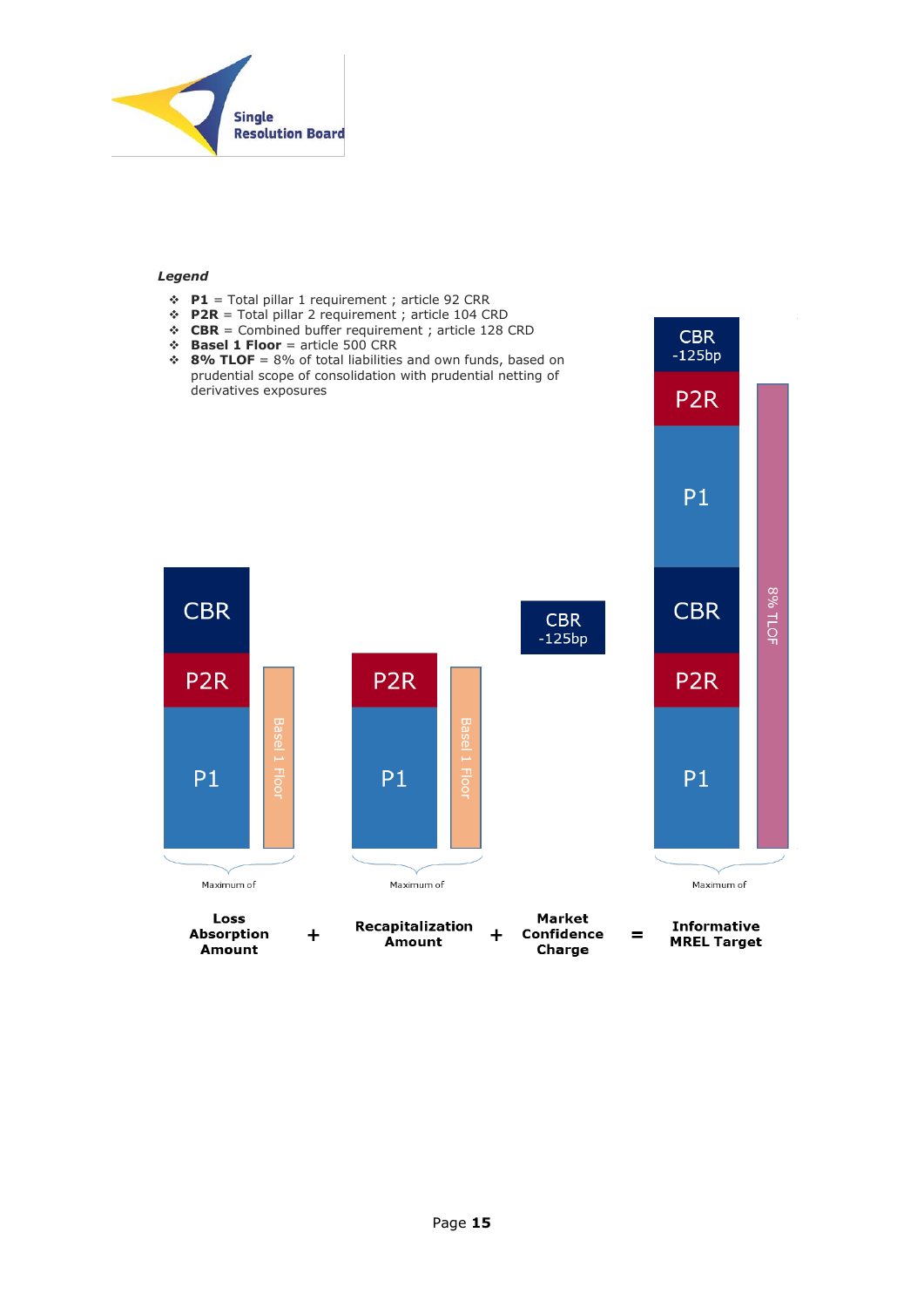***Legend***

- **P1** = Total pillar 1 requirement ; article 92 CRR
- **P2R** = Total pillar 2 requirement ; article 104 CRD
- **CBR** = Combined buffer requirement ; article 128 CRD
- **Basel 1 Floor** = article 500 CRR
- **8% TLOF** = 8% of total liabilities and own funds, based on prudential scope of consolidation with prudential netting of derivatives exposures

CBR
-125bp
P2R
P1
CBR
P2R
P1
8% TLOF

CBR
P2R
P1
Basel 1 Floor

P2R
P1
Basel 1 Floor

CBR
-125bp

Maximum of

Maximum of

Maximum of

**Loss Absorption Amount** + **Recapitalization Amount** + **Market Confidence Charge** = **Informative MREL Target**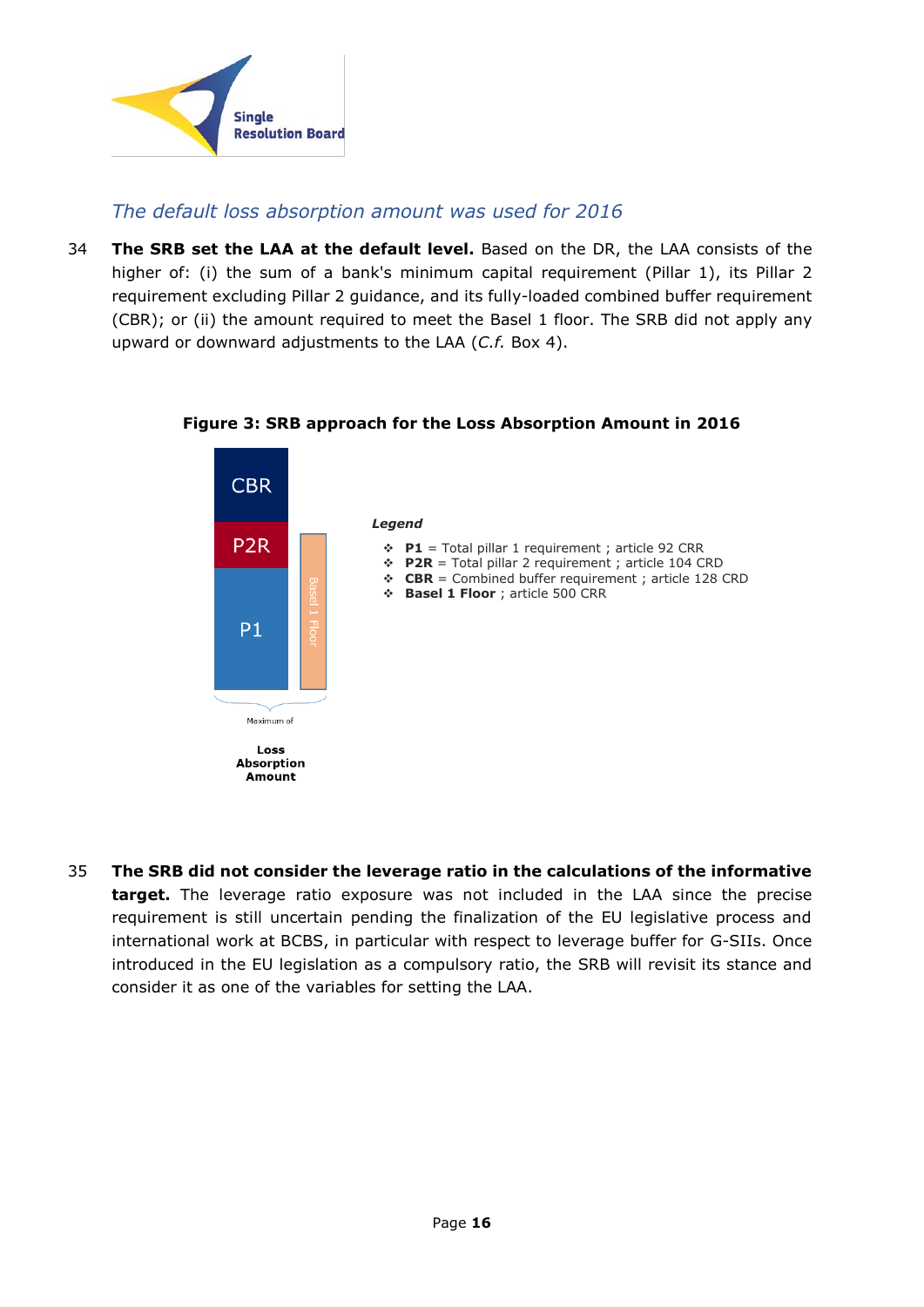## *The default loss absorption amount was used for 2016*

34 **The SRB set the LAA at the default level.** Based on the DR, the LAA consists of the higher of: (i) the sum of a bank's minimum capital requirement (Pillar 1), its Pillar 2 requirement excluding Pillar 2 guidance, and its fully-loaded combined buffer requirement (CBR); or (ii) the amount required to meet the Basel 1 floor. The SRB did not apply any upward or downward adjustments to the LAA (*C.f.* Box 4).

**Figure 3: SRB approach for the Loss Absorption Amount in 2016**

CBR
P2R
P1
Basel 1 Floor

Maximum of

**Loss Absorption Amount**

***Legend***

- **P1** = Total pillar 1 requirement ; article 92 CRR
- **P2R** = Total pillar 2 requirement ; article 104 CRD
- **CBR** = Combined buffer requirement ; article 128 CRD
- **Basel 1 Floor** ; article 500 CRR

35 **The SRB did not consider the leverage ratio in the calculations of the informative target.** The leverage ratio exposure was not included in the LAA since the precise requirement is still uncertain pending the finalization of the EU legislative process and international work at BCBS, in particular with respect to leverage buffer for G-SIIs. Once introduced in the EU legislation as a compulsory ratio, the SRB will revisit its stance and consider it as one of the variables for setting the LAA.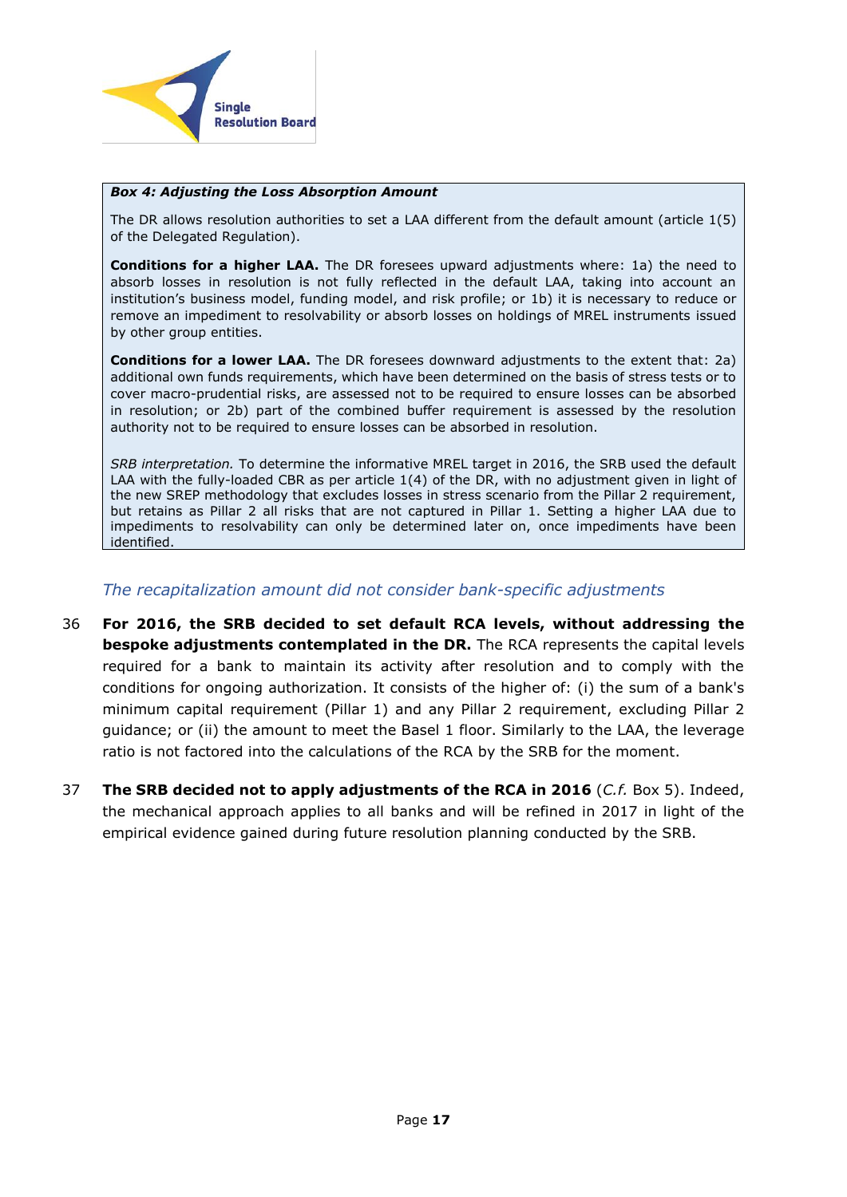**_Box 4: Adjusting the Loss Absorption Amount_**

The DR allows resolution authorities to set a LAA different from the default amount (article 1(5) of the Delegated Regulation).

**Conditions for a higher LAA.** The DR foresees upward adjustments where: 1a) the need to absorb losses in resolution is not fully reflected in the default LAA, taking into account an institution's business model, funding model, and risk profile; or 1b) it is necessary to reduce or remove an impediment to resolvability or absorb losses on holdings of MREL instruments issued by other group entities.

**Conditions for a lower LAA.** The DR foresees downward adjustments to the extent that: 2a) additional own funds requirements, which have been determined on the basis of stress tests or to cover macro-prudential risks, are assessed not to be required to ensure losses can be absorbed in resolution; or 2b) part of the combined buffer requirement is assessed by the resolution authority not to be required to ensure losses can be absorbed in resolution.

*SRB interpretation.* To determine the informative MREL target in 2016, the SRB used the default LAA with the fully-loaded CBR as per article 1(4) of the DR, with no adjustment given in light of the new SREP methodology that excludes losses in stress scenario from the Pillar 2 requirement, but retains as Pillar 2 all risks that are not captured in Pillar 1. Setting a higher LAA due to impediments to resolvability can only be determined later on, once impediments have been identified.

### *The recapitalization amount did not consider bank-specific adjustments*

36 **For 2016, the SRB decided to set default RCA levels, without addressing the bespoke adjustments contemplated in the DR.** The RCA represents the capital levels required for a bank to maintain its activity after resolution and to comply with the conditions for ongoing authorization. It consists of the higher of: (i) the sum of a bank's minimum capital requirement (Pillar 1) and any Pillar 2 requirement, excluding Pillar 2 guidance; or (ii) the amount to meet the Basel 1 floor. Similarly to the LAA, the leverage ratio is not factored into the calculations of the RCA by the SRB for the moment.

37 **The SRB decided not to apply adjustments of the RCA in 2016** (*C.f.* Box 5). Indeed, the mechanical approach applies to all banks and will be refined in 2017 in light of the empirical evidence gained during future resolution planning conducted by the SRB.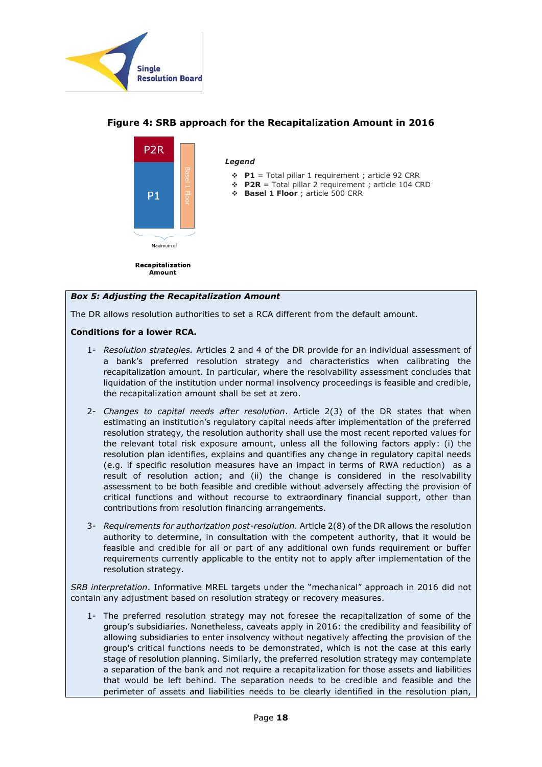**Figure 4: SRB approach for the Recapitalization Amount in 2016**

P2R

P1

Basel 1 Floor

Maximum of

**Recapitalization Amount**

*Legend*

- **P1** = Total pillar 1 requirement ; article 92 CRR
- **P2R** = Total pillar 2 requirement ; article 104 CRD
- **Basel 1 Floor** ; article 500 CRR

***Box 5: Adjusting the Recapitalization Amount***

The DR allows resolution authorities to set a RCA different from the default amount.

**Conditions for a lower RCA.**

1- *Resolution strategies.* Articles 2 and 4 of the DR provide for an individual assessment of a bank's preferred resolution strategy and characteristics when calibrating the recapitalization amount. In particular, where the resolvability assessment concludes that liquidation of the institution under normal insolvency proceedings is feasible and credible, the recapitalization amount shall be set at zero.

2- *Changes to capital needs after resolution*. Article 2(3) of the DR states that when estimating an institution's regulatory capital needs after implementation of the preferred resolution strategy, the resolution authority shall use the most recent reported values for the relevant total risk exposure amount, unless all the following factors apply: (i) the resolution plan identifies, explains and quantifies any change in regulatory capital needs (e.g. if specific resolution measures have an impact in terms of RWA reduction) as a result of resolution action; and (ii) the change is considered in the resolvability assessment to be both feasible and credible without adversely affecting the provision of critical functions and without recourse to extraordinary financial support, other than contributions from resolution financing arrangements.

3- *Requirements for authorization post-resolution.* Article 2(8) of the DR allows the resolution authority to determine, in consultation with the competent authority, that it would be feasible and credible for all or part of any additional own funds requirement or buffer requirements currently applicable to the entity not to apply after implementation of the resolution strategy.

*SRB interpretation*. Informative MREL targets under the "mechanical" approach in 2016 did not contain any adjustment based on resolution strategy or recovery measures.

1- The preferred resolution strategy may not foresee the recapitalization of some of the group's subsidiaries. Nonetheless, caveats apply in 2016: the credibility and feasibility of allowing subsidiaries to enter insolvency without negatively affecting the provision of the group's critical functions needs to be demonstrated, which is not the case at this early stage of resolution planning. Similarly, the preferred resolution strategy may contemplate a separation of the bank and not require a recapitalization for those assets and liabilities that would be left behind. The separation needs to be credible and feasible and the perimeter of assets and liabilities needs to be clearly identified in the resolution plan,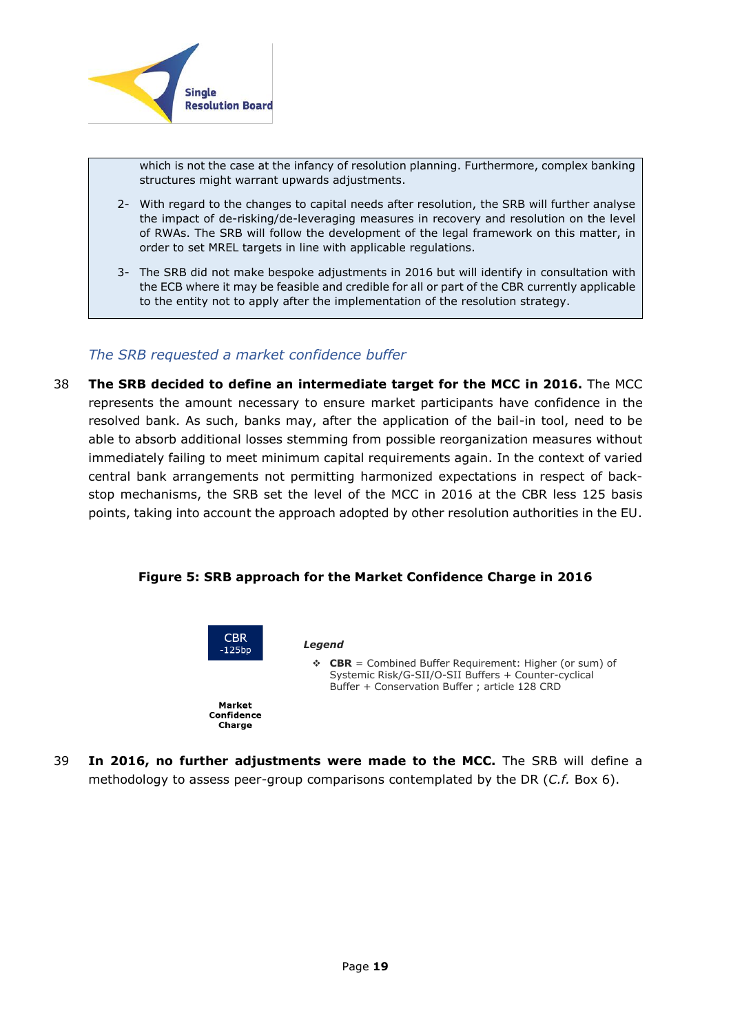which is not the case at the infancy of resolution planning. Furthermore, complex banking structures might warrant upwards adjustments.

2- With regard to the changes to capital needs after resolution, the SRB will further analyse the impact of de-risking/de-leveraging measures in recovery and resolution on the level of RWAs. The SRB will follow the development of the legal framework on this matter, in order to set MREL targets in line with applicable regulations.

3- The SRB did not make bespoke adjustments in 2016 but will identify in consultation with the ECB where it may be feasible and credible for all or part of the CBR currently applicable to the entity not to apply after the implementation of the resolution strategy.

### *The SRB requested a market confidence buffer*

38 **The SRB decided to define an intermediate target for the MCC in 2016.** The MCC represents the amount necessary to ensure market participants have confidence in the resolved bank. As such, banks may, after the application of the bail-in tool, need to be able to absorb additional losses stemming from possible reorganization measures without immediately failing to meet minimum capital requirements again. In the context of varied central bank arrangements not permitting harmonized expectations in respect of back-stop mechanisms, the SRB set the level of the MCC in 2016 at the CBR less 125 basis points, taking into account the approach adopted by other resolution authorities in the EU.

**Figure 5: SRB approach for the Market Confidence Charge in 2016**

CBR -125bp

**Market Confidence Charge**

***Legend***

- **CBR** = Combined Buffer Requirement: Higher (or sum) of Systemic Risk/G-SII/O-SII Buffers + Counter-cyclical Buffer + Conservation Buffer ; article 128 CRD

39 **In 2016, no further adjustments were made to the MCC.** The SRB will define a methodology to assess peer-group comparisons contemplated by the DR (*C.f.* Box 6).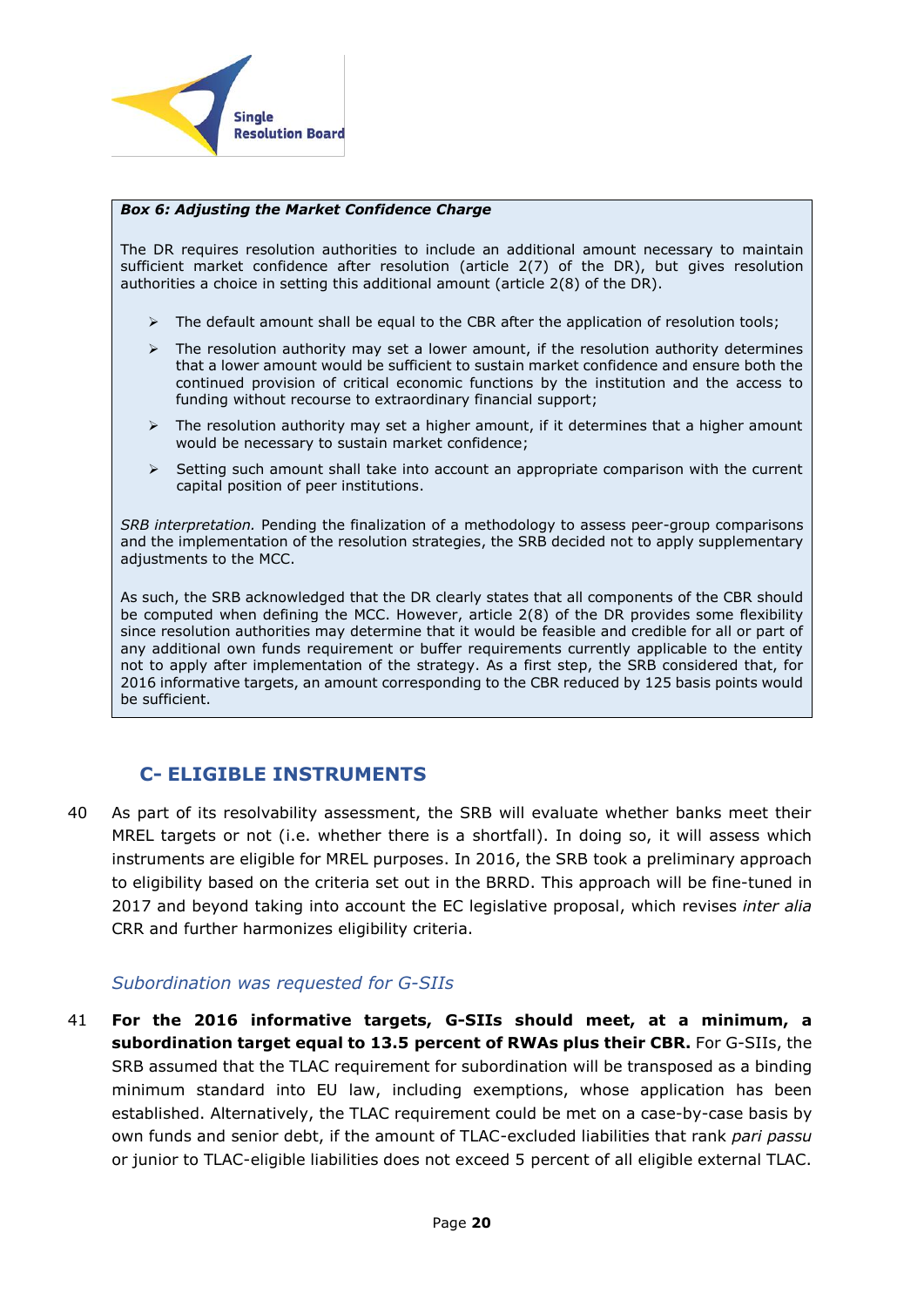**_Box 6: Adjusting the Market Confidence Charge_**

The DR requires resolution authorities to include an additional amount necessary to maintain sufficient market confidence after resolution (article 2(7) of the DR), but gives resolution authorities a choice in setting this additional amount (article 2(8) of the DR).

- The default amount shall be equal to the CBR after the application of resolution tools;
- The resolution authority may set a lower amount, if the resolution authority determines that a lower amount would be sufficient to sustain market confidence and ensure both the continued provision of critical economic functions by the institution and the access to funding without recourse to extraordinary financial support;
- The resolution authority may set a higher amount, if it determines that a higher amount would be necessary to sustain market confidence;
- Setting such amount shall take into account an appropriate comparison with the current capital position of peer institutions.

*SRB interpretation.* Pending the finalization of a methodology to assess peer-group comparisons and the implementation of the resolution strategies, the SRB decided not to apply supplementary adjustments to the MCC.

As such, the SRB acknowledged that the DR clearly states that all components of the CBR should be computed when defining the MCC. However, article 2(8) of the DR provides some flexibility since resolution authorities may determine that it would be feasible and credible for all or part of any additional own funds requirement or buffer requirements currently applicable to the entity not to apply after implementation of the strategy. As a first step, the SRB considered that, for 2016 informative targets, an amount corresponding to the CBR reduced by 125 basis points would be sufficient.

## C- ELIGIBLE INSTRUMENTS

40 As part of its resolvability assessment, the SRB will evaluate whether banks meet their MREL targets or not (i.e. whether there is a shortfall). In doing so, it will assess which instruments are eligible for MREL purposes. In 2016, the SRB took a preliminary approach to eligibility based on the criteria set out in the BRRD. This approach will be fine-tuned in 2017 and beyond taking into account the EC legislative proposal, which revises *inter alia* CRR and further harmonizes eligibility criteria.

### *Subordination was requested for G-SIIs*

41 **For the 2016 informative targets, G-SIIs should meet, at a minimum, a subordination target equal to 13.5 percent of RWAs plus their CBR.** For G-SIIs, the SRB assumed that the TLAC requirement for subordination will be transposed as a binding minimum standard into EU law, including exemptions, whose application has been established. Alternatively, the TLAC requirement could be met on a case-by-case basis by own funds and senior debt, if the amount of TLAC-excluded liabilities that rank *pari passu* or junior to TLAC-eligible liabilities does not exceed 5 percent of all eligible external TLAC.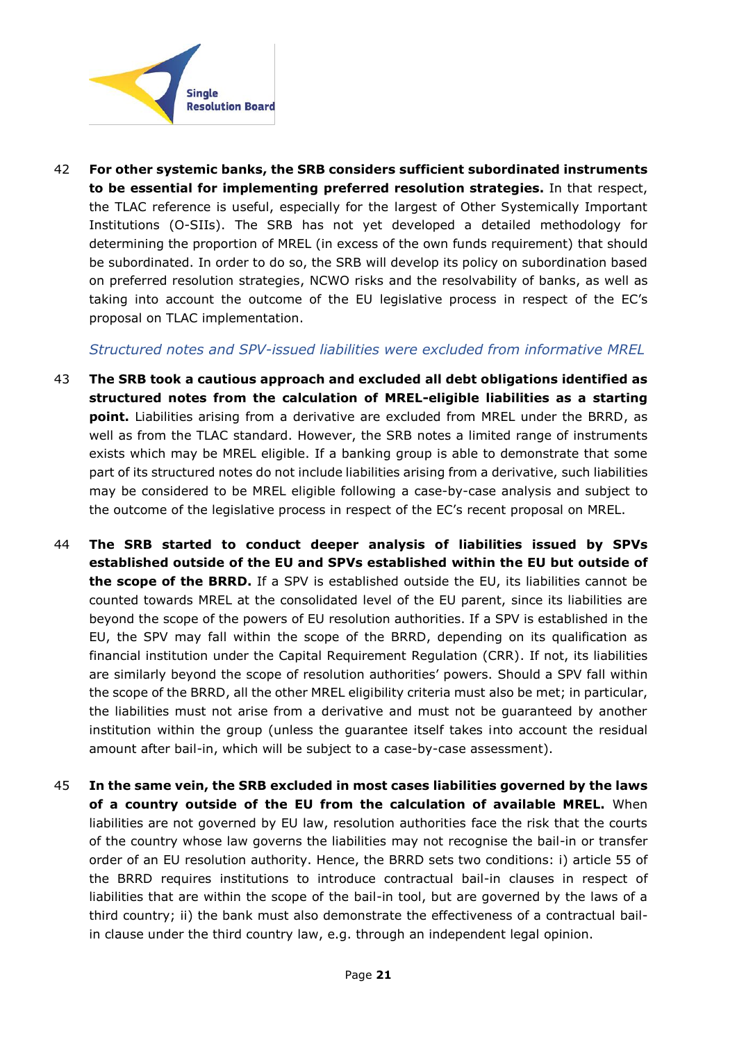42 **For other systemic banks, the SRB considers sufficient subordinated instruments to be essential for implementing preferred resolution strategies.** In that respect, the TLAC reference is useful, especially for the largest of Other Systemically Important Institutions (O-SIIs). The SRB has not yet developed a detailed methodology for determining the proportion of MREL (in excess of the own funds requirement) that should be subordinated. In order to do so, the SRB will develop its policy on subordination based on preferred resolution strategies, NCWO risks and the resolvability of banks, as well as taking into account the outcome of the EU legislative process in respect of the EC's proposal on TLAC implementation.

*Structured notes and SPV-issued liabilities were excluded from informative MREL*

43 **The SRB took a cautious approach and excluded all debt obligations identified as structured notes from the calculation of MREL-eligible liabilities as a starting point.** Liabilities arising from a derivative are excluded from MREL under the BRRD, as well as from the TLAC standard. However, the SRB notes a limited range of instruments exists which may be MREL eligible. If a banking group is able to demonstrate that some part of its structured notes do not include liabilities arising from a derivative, such liabilities may be considered to be MREL eligible following a case-by-case analysis and subject to the outcome of the legislative process in respect of the EC's recent proposal on MREL.

44 **The SRB started to conduct deeper analysis of liabilities issued by SPVs established outside of the EU and SPVs established within the EU but outside of the scope of the BRRD.** If a SPV is established outside the EU, its liabilities cannot be counted towards MREL at the consolidated level of the EU parent, since its liabilities are beyond the scope of the powers of EU resolution authorities. If a SPV is established in the EU, the SPV may fall within the scope of the BRRD, depending on its qualification as financial institution under the Capital Requirement Regulation (CRR). If not, its liabilities are similarly beyond the scope of resolution authorities' powers. Should a SPV fall within the scope of the BRRD, all the other MREL eligibility criteria must also be met; in particular, the liabilities must not arise from a derivative and must not be guaranteed by another institution within the group (unless the guarantee itself takes into account the residual amount after bail-in, which will be subject to a case-by-case assessment).

45 **In the same vein, the SRB excluded in most cases liabilities governed by the laws of a country outside of the EU from the calculation of available MREL.** When liabilities are not governed by EU law, resolution authorities face the risk that the courts of the country whose law governs the liabilities may not recognise the bail-in or transfer order of an EU resolution authority. Hence, the BRRD sets two conditions: i) article 55 of the BRRD requires institutions to introduce contractual bail-in clauses in respect of liabilities that are within the scope of the bail-in tool, but are governed by the laws of a third country; ii) the bank must also demonstrate the effectiveness of a contractual bail-in clause under the third country law, e.g. through an independent legal opinion.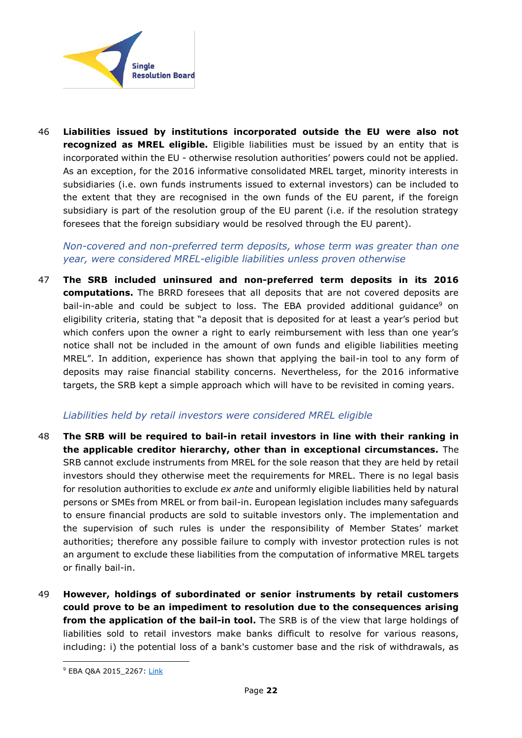46 **Liabilities issued by institutions incorporated outside the EU were also not recognized as MREL eligible.** Eligible liabilities must be issued by an entity that is incorporated within the EU - otherwise resolution authorities' powers could not be applied. As an exception, for the 2016 informative consolidated MREL target, minority interests in subsidiaries (i.e. own funds instruments issued to external investors) can be included to the extent that they are recognised in the own funds of the EU parent, if the foreign subsidiary is part of the resolution group of the EU parent (i.e. if the resolution strategy foresees that the foreign subsidiary would be resolved through the EU parent).

*Non-covered and non-preferred term deposits, whose term was greater than one year, were considered MREL-eligible liabilities unless proven otherwise*

47 **The SRB included uninsured and non-preferred term deposits in its 2016 computations.** The BRRD foresees that all deposits that are not covered deposits are bail-in-able and could be subject to loss. The EBA provided additional guidance[9] on eligibility criteria, stating that "a deposit that is deposited for at least a year's period but which confers upon the owner a right to early reimbursement with less than one year's notice shall not be included in the amount of own funds and eligible liabilities meeting MREL". In addition, experience has shown that applying the bail-in tool to any form of deposits may raise financial stability concerns. Nevertheless, for the 2016 informative targets, the SRB kept a simple approach which will have to be revisited in coming years.

*Liabilities held by retail investors were considered MREL eligible*

48 **The SRB will be required to bail-in retail investors in line with their ranking in the applicable creditor hierarchy, other than in exceptional circumstances.** The SRB cannot exclude instruments from MREL for the sole reason that they are held by retail investors should they otherwise meet the requirements for MREL. There is no legal basis for resolution authorities to exclude *ex ante* and uniformly eligible liabilities held by natural persons or SMEs from MREL or from bail-in. European legislation includes many safeguards to ensure financial products are sold to suitable investors only. The implementation and the supervision of such rules is under the responsibility of Member States' market authorities; therefore any possible failure to comply with investor protection rules is not an argument to exclude these liabilities from the computation of informative MREL targets or finally bail-in.

49 **However, holdings of subordinated or senior instruments by retail customers could prove to be an impediment to resolution due to the consequences arising from the application of the bail-in tool.** The SRB is of the view that large holdings of liabilities sold to retail investors make banks difficult to resolve for various reasons, including: i) the potential loss of a bank's customer base and the risk of withdrawals, as

[9] EBA Q&A 2015_2267: Link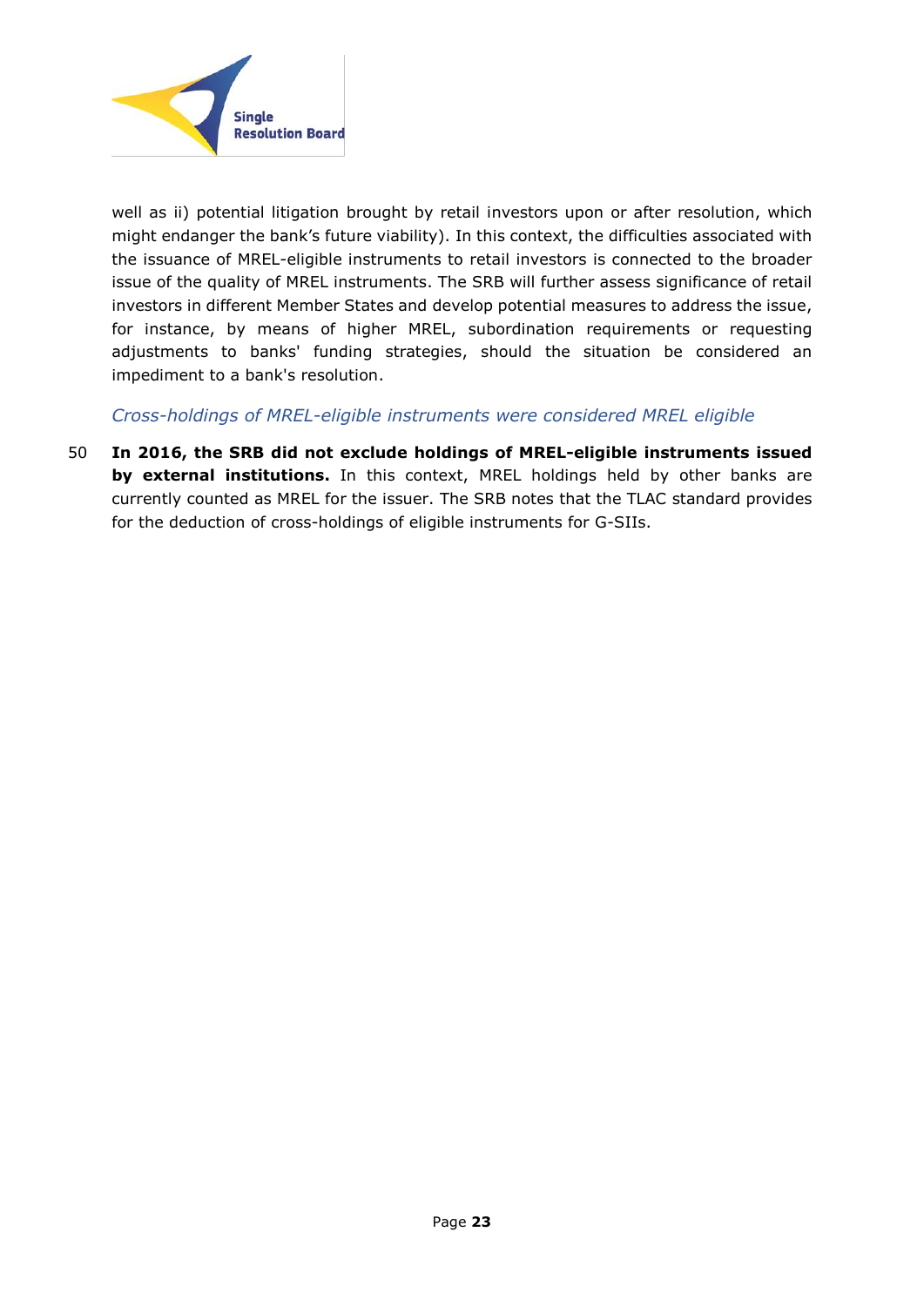well as ii) potential litigation brought by retail investors upon or after resolution, which might endanger the bank's future viability). In this context, the difficulties associated with the issuance of MREL-eligible instruments to retail investors is connected to the broader issue of the quality of MREL instruments. The SRB will further assess significance of retail investors in different Member States and develop potential measures to address the issue, for instance, by means of higher MREL, subordination requirements or requesting adjustments to banks' funding strategies, should the situation be considered an impediment to a bank's resolution.

*Cross-holdings of MREL-eligible instruments were considered MREL eligible*

50 **In 2016, the SRB did not exclude holdings of MREL-eligible instruments issued by external institutions.** In this context, MREL holdings held by other banks are currently counted as MREL for the issuer. The SRB notes that the TLAC standard provides for the deduction of cross-holdings of eligible instruments for G-SIIs.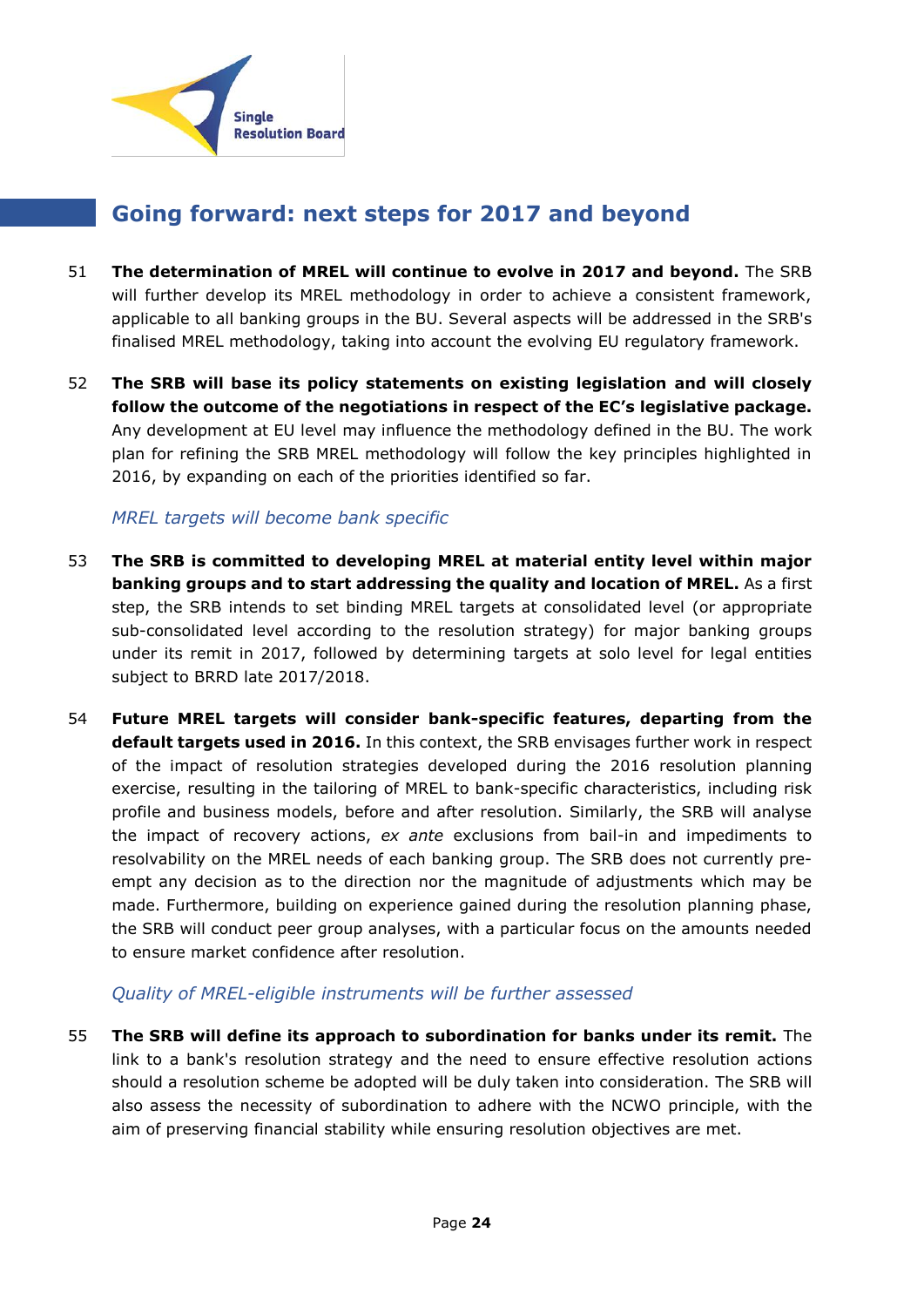## Going forward: next steps for 2017 and beyond

51 **The determination of MREL will continue to evolve in 2017 and beyond.** The SRB will further develop its MREL methodology in order to achieve a consistent framework, applicable to all banking groups in the BU. Several aspects will be addressed in the SRB's finalised MREL methodology, taking into account the evolving EU regulatory framework.

52 **The SRB will base its policy statements on existing legislation and will closely follow the outcome of the negotiations in respect of the EC's legislative package.** Any development at EU level may influence the methodology defined in the BU. The work plan for refining the SRB MREL methodology will follow the key principles highlighted in 2016, by expanding on each of the priorities identified so far.

### *MREL targets will become bank specific*

53 **The SRB is committed to developing MREL at material entity level within major banking groups and to start addressing the quality and location of MREL.** As a first step, the SRB intends to set binding MREL targets at consolidated level (or appropriate sub-consolidated level according to the resolution strategy) for major banking groups under its remit in 2017, followed by determining targets at solo level for legal entities subject to BRRD late 2017/2018.

54 **Future MREL targets will consider bank-specific features, departing from the default targets used in 2016.** In this context, the SRB envisages further work in respect of the impact of resolution strategies developed during the 2016 resolution planning exercise, resulting in the tailoring of MREL to bank-specific characteristics, including risk profile and business models, before and after resolution. Similarly, the SRB will analyse the impact of recovery actions, *ex ante* exclusions from bail-in and impediments to resolvability on the MREL needs of each banking group. The SRB does not currently pre-empt any decision as to the direction nor the magnitude of adjustments which may be made. Furthermore, building on experience gained during the resolution planning phase, the SRB will conduct peer group analyses, with a particular focus on the amounts needed to ensure market confidence after resolution.

### *Quality of MREL-eligible instruments will be further assessed*

55 **The SRB will define its approach to subordination for banks under its remit.** The link to a bank's resolution strategy and the need to ensure effective resolution actions should a resolution scheme be adopted will be duly taken into consideration. The SRB will also assess the necessity of subordination to adhere with the NCWO principle, with the aim of preserving financial stability while ensuring resolution objectives are met.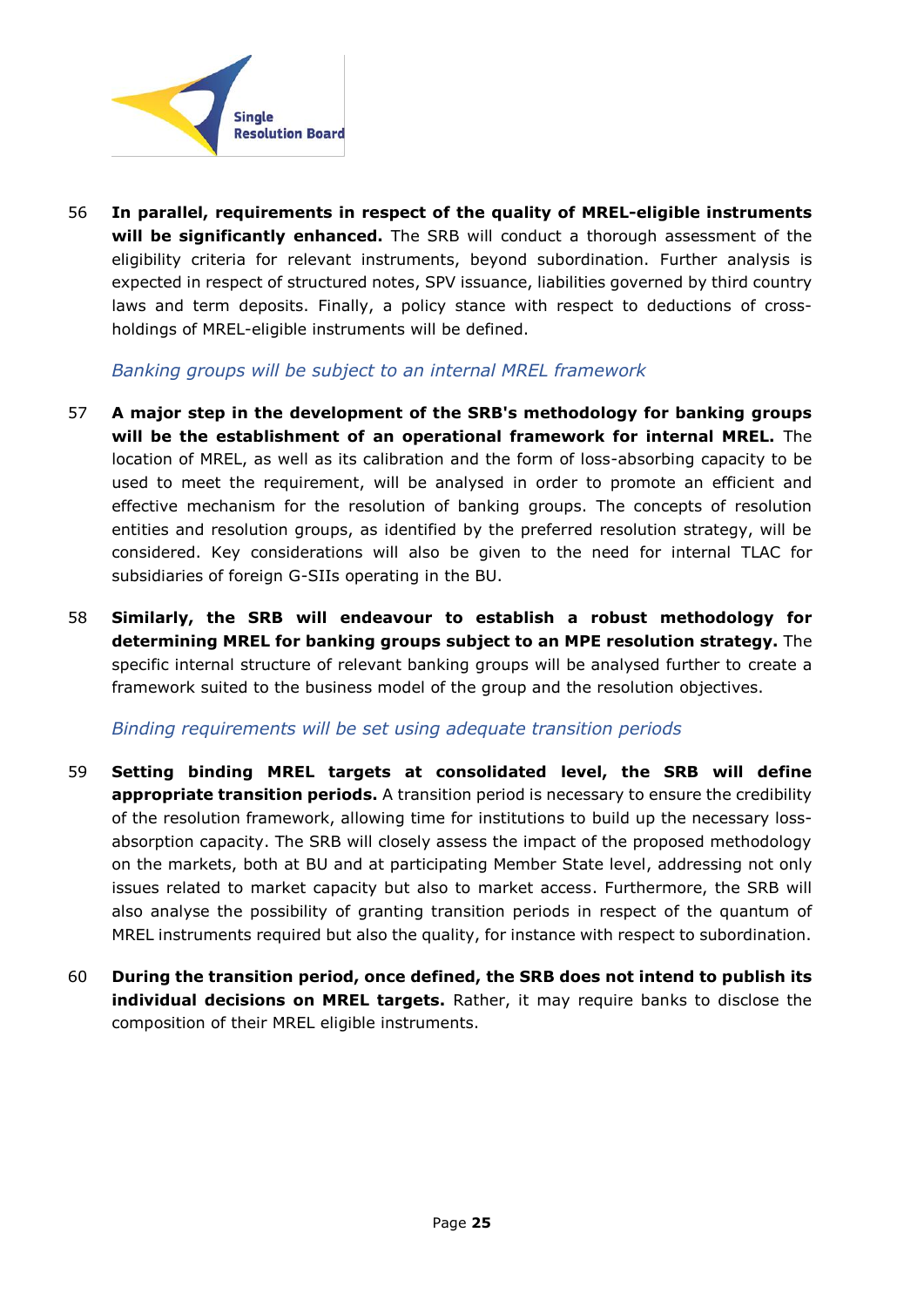56 **In parallel, requirements in respect of the quality of MREL-eligible instruments will be significantly enhanced.** The SRB will conduct a thorough assessment of the eligibility criteria for relevant instruments, beyond subordination. Further analysis is expected in respect of structured notes, SPV issuance, liabilities governed by third country laws and term deposits. Finally, a policy stance with respect to deductions of cross-holdings of MREL-eligible instruments will be defined.

*Banking groups will be subject to an internal MREL framework*

57 **A major step in the development of the SRB's methodology for banking groups will be the establishment of an operational framework for internal MREL.** The location of MREL, as well as its calibration and the form of loss-absorbing capacity to be used to meet the requirement, will be analysed in order to promote an efficient and effective mechanism for the resolution of banking groups. The concepts of resolution entities and resolution groups, as identified by the preferred resolution strategy, will be considered. Key considerations will also be given to the need for internal TLAC for subsidiaries of foreign G-SIIs operating in the BU.

58 **Similarly, the SRB will endeavour to establish a robust methodology for determining MREL for banking groups subject to an MPE resolution strategy.** The specific internal structure of relevant banking groups will be analysed further to create a framework suited to the business model of the group and the resolution objectives.

*Binding requirements will be set using adequate transition periods*

59 **Setting binding MREL targets at consolidated level, the SRB will define appropriate transition periods.** A transition period is necessary to ensure the credibility of the resolution framework, allowing time for institutions to build up the necessary loss-absorption capacity. The SRB will closely assess the impact of the proposed methodology on the markets, both at BU and at participating Member State level, addressing not only issues related to market capacity but also to market access. Furthermore, the SRB will also analyse the possibility of granting transition periods in respect of the quantum of MREL instruments required but also the quality, for instance with respect to subordination.

60 **During the transition period, once defined, the SRB does not intend to publish its individual decisions on MREL targets.** Rather, it may require banks to disclose the composition of their MREL eligible instruments.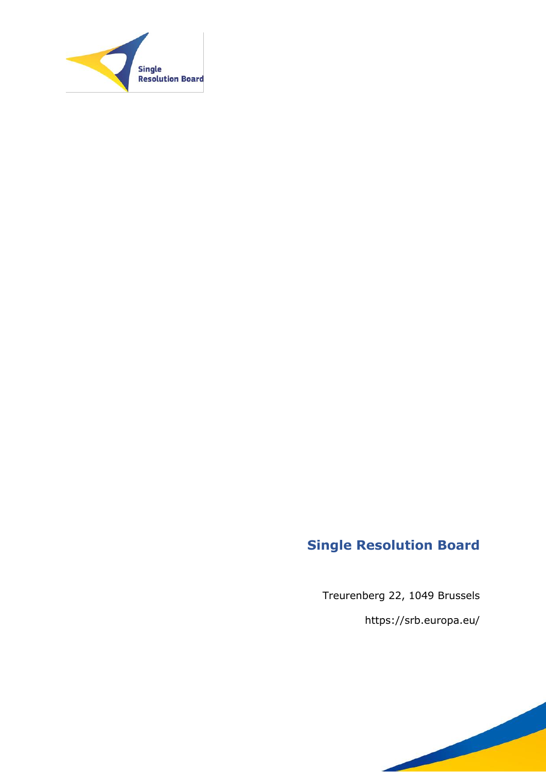**Single Resolution Board**

Treurenberg 22, 1049 Brussels

https://srb.europa.eu/